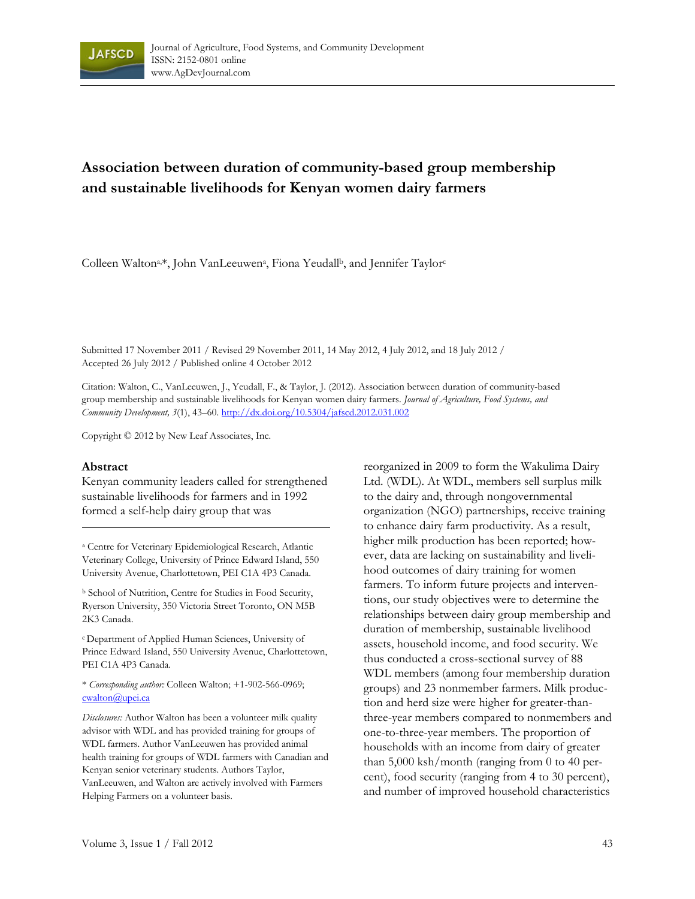Journal of Agriculture, Food Systems, and Community Development
ISSN: 2152-0801 online
www.AgDevJournal.com

# Association between duration of community-based group membership and sustainable livelihoods for Kenyan women dairy farmers

Colleen Walton[a,*], John VanLeeuwen[a], Fiona Yeudall[b], and Jennifer Taylor[c]

Submitted 17 November 2011 / Revised 29 November 2011, 14 May 2012, 4 July 2012, and 18 July 2012 / Accepted 26 July 2012 / Published online 4 October 2012

Citation: Walton, C., VanLeeuwen, J., Yeudall, F., & Taylor, J. (2012). Association between duration of community-based group membership and sustainable livelihoods for Kenyan women dairy farmers. *Journal of Agriculture, Food Systems, and Community Development, 3*(1), 43–60. http://dx.doi.org/10.5304/jafscd.2012.031.002

Copyright © 2012 by New Leaf Associates, Inc.

## Abstract

Kenyan community leaders called for strengthened sustainable livelihoods for farmers and in 1992 formed a self-help dairy group that was reorganized in 2009 to form the Wakulima Dairy Ltd. (WDL). At WDL, members sell surplus milk to the dairy and, through nongovernmental organization (NGO) partnerships, receive training to enhance dairy farm productivity. As a result, higher milk production has been reported; however, data are lacking on sustainability and livelihood outcomes of dairy training for women farmers. To inform future projects and interventions, our study objectives were to determine the relationships between dairy group membership and duration of membership, sustainable livelihood assets, household income, and food security. We thus conducted a cross-sectional survey of 88 WDL members (among four membership duration groups) and 23 nonmember farmers. Milk production and herd size were higher for greater-than-three-year members compared to nonmembers and one-to-three-year members. The proportion of households with an income from dairy of greater than 5,000 ksh/month (ranging from 0 to 40 percent), food security (ranging from 4 to 30 percent), and number of improved household characteristics

---

[a] Centre for Veterinary Epidemiological Research, Atlantic Veterinary College, University of Prince Edward Island, 550 University Avenue, Charlottetown, PEI C1A 4P3 Canada.

[b] School of Nutrition, Centre for Studies in Food Security, Ryerson University, 350 Victoria Street Toronto, ON M5B 2K3 Canada.

[c] Department of Applied Human Sciences, University of Prince Edward Island, 550 University Avenue, Charlottetown, PEI C1A 4P3 Canada.

\* *Corresponding author:* Colleen Walton; +1-902-566-0969; cwalton@upei.ca

*Disclosures:* Author Walton has been a volunteer milk quality advisor with WDL and has provided training for groups of WDL farmers. Author VanLeeuwen has provided animal health training for groups of WDL farmers with Canadian and Kenyan senior veterinary students. Authors Taylor, VanLeeuwen, and Walton are actively involved with Farmers Helping Farmers on a volunteer basis.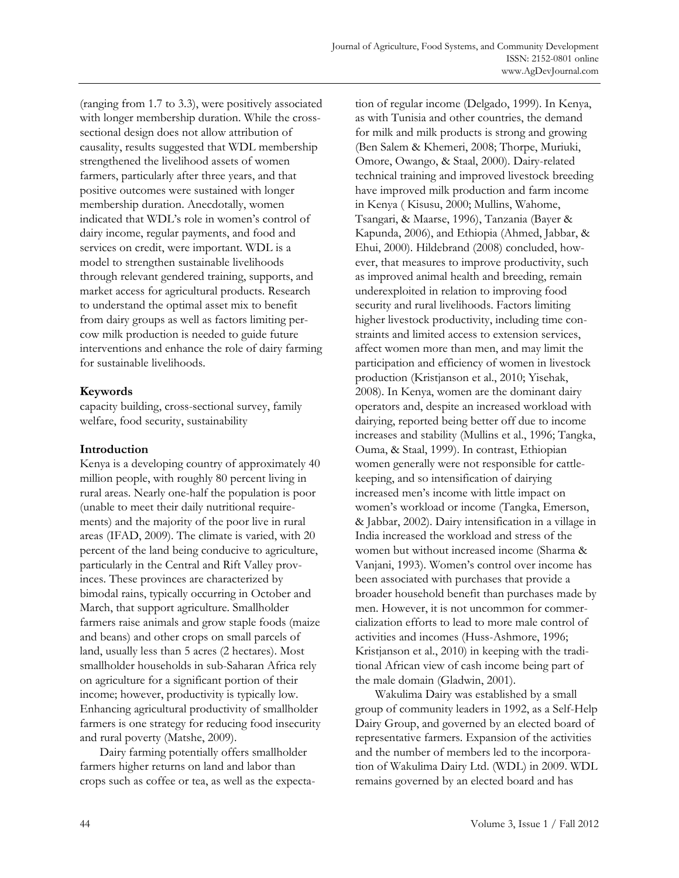(ranging from 1.7 to 3.3), were positively associated with longer membership duration. While the cross-sectional design does not allow attribution of causality, results suggested that WDL membership strengthened the livelihood assets of women farmers, particularly after three years, and that positive outcomes were sustained with longer membership duration. Anecdotally, women indicated that WDL's role in women's control of dairy income, regular payments, and food and services on credit, were important. WDL is a model to strengthen sustainable livelihoods through relevant gendered training, supports, and market access for agricultural products. Research to understand the optimal asset mix to benefit from dairy groups as well as factors limiting per-cow milk production is needed to guide future interventions and enhance the role of dairy farming for sustainable livelihoods.

## Keywords

capacity building, cross-sectional survey, family welfare, food security, sustainability

## Introduction

Kenya is a developing country of approximately 40 million people, with roughly 80 percent living in rural areas. Nearly one-half the population is poor (unable to meet their daily nutritional requirements) and the majority of the poor live in rural areas (IFAD, 2009). The climate is varied, with 20 percent of the land being conducive to agriculture, particularly in the Central and Rift Valley provinces. These provinces are characterized by bimodal rains, typically occurring in October and March, that support agriculture. Smallholder farmers raise animals and grow staple foods (maize and beans) and other crops on small parcels of land, usually less than 5 acres (2 hectares). Most smallholder households in sub-Saharan Africa rely on agriculture for a significant portion of their income; however, productivity is typically low. Enhancing agricultural productivity of smallholder farmers is one strategy for reducing food insecurity and rural poverty (Matshe, 2009).

Dairy farming potentially offers smallholder farmers higher returns on land and labor than crops such as coffee or tea, as well as the expectation of regular income (Delgado, 1999). In Kenya, as with Tunisia and other countries, the demand for milk and milk products is strong and growing (Ben Salem & Khemeri, 2008; Thorpe, Muriuki, Omore, Owango, & Staal, 2000). Dairy-related technical training and improved livestock breeding have improved milk production and farm income in Kenya ( Kisusu, 2000; Mullins, Wahome, Tsangari, & Maarse, 1996), Tanzania (Bayer & Kapunda, 2006), and Ethiopia (Ahmed, Jabbar, & Ehui, 2000). Hildebrand (2008) concluded, however, that measures to improve productivity, such as improved animal health and breeding, remain underexploited in relation to improving food security and rural livelihoods. Factors limiting higher livestock productivity, including time constraints and limited access to extension services, affect women more than men, and may limit the participation and efficiency of women in livestock production (Kristjanson et al., 2010; Yisehak, 2008). In Kenya, women are the dominant dairy operators and, despite an increased workload with dairying, reported being better off due to income increases and stability (Mullins et al., 1996; Tangka, Ouma, & Staal, 1999). In contrast, Ethiopian women generally were not responsible for cattle-keeping, and so intensification of dairying increased men's income with little impact on women's workload or income (Tangka, Emerson, & Jabbar, 2002). Dairy intensification in a village in India increased the workload and stress of the women but without increased income (Sharma & Vanjani, 1993). Women's control over income has been associated with purchases that provide a broader household benefit than purchases made by men. However, it is not uncommon for commercialization efforts to lead to more male control of activities and incomes (Huss-Ashmore, 1996; Kristjanson et al., 2010) in keeping with the traditional African view of cash income being part of the male domain (Gladwin, 2001).

Wakulima Dairy was established by a small group of community leaders in 1992, as a Self-Help Dairy Group, and governed by an elected board of representative farmers. Expansion of the activities and the number of members led to the incorporation of Wakulima Dairy Ltd. (WDL) in 2009. WDL remains governed by an elected board and has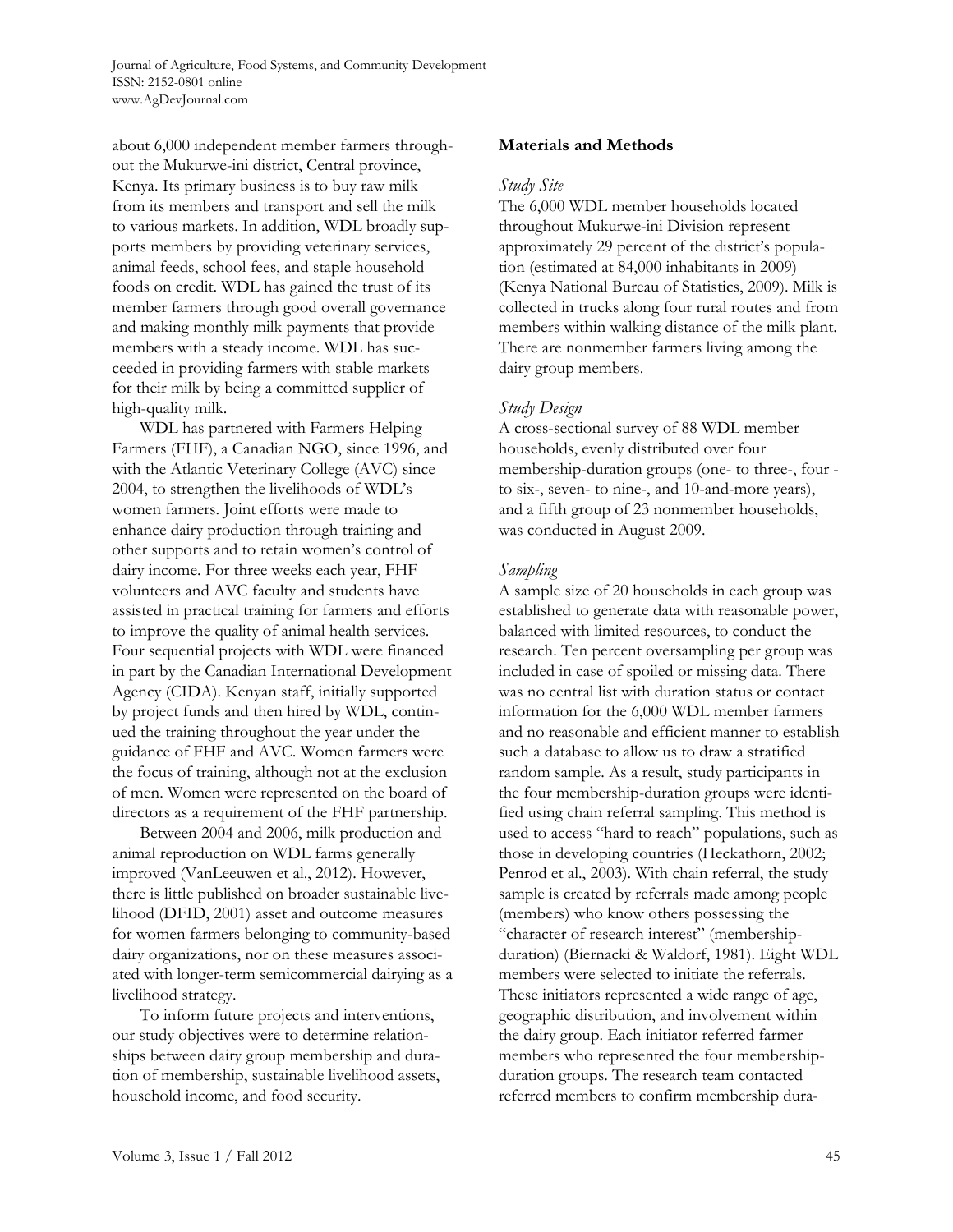about 6,000 independent member farmers throughout the Mukurwe-ini district, Central province, Kenya. Its primary business is to buy raw milk from its members and transport and sell the milk to various markets. In addition, WDL broadly supports members by providing veterinary services, animal feeds, school fees, and staple household foods on credit. WDL has gained the trust of its member farmers through good overall governance and making monthly milk payments that provide members with a steady income. WDL has succeeded in providing farmers with stable markets for their milk by being a committed supplier of high-quality milk.

WDL has partnered with Farmers Helping Farmers (FHF), a Canadian NGO, since 1996, and with the Atlantic Veterinary College (AVC) since 2004, to strengthen the livelihoods of WDL's women farmers. Joint efforts were made to enhance dairy production through training and other supports and to retain women's control of dairy income. For three weeks each year, FHF volunteers and AVC faculty and students have assisted in practical training for farmers and efforts to improve the quality of animal health services. Four sequential projects with WDL were financed in part by the Canadian International Development Agency (CIDA). Kenyan staff, initially supported by project funds and then hired by WDL, continued the training throughout the year under the guidance of FHF and AVC. Women farmers were the focus of training, although not at the exclusion of men. Women were represented on the board of directors as a requirement of the FHF partnership.

Between 2004 and 2006, milk production and animal reproduction on WDL farms generally improved (VanLeeuwen et al., 2012). However, there is little published on broader sustainable livelihood (DFID, 2001) asset and outcome measures for women farmers belonging to community-based dairy organizations, nor on these measures associated with longer-term semicommercial dairying as a livelihood strategy.

To inform future projects and interventions, our study objectives were to determine relationships between dairy group membership and duration of membership, sustainable livelihood assets, household income, and food security.

## Materials and Methods

### *Study Site*

The 6,000 WDL member households located throughout Mukurwe-ini Division represent approximately 29 percent of the district's population (estimated at 84,000 inhabitants in 2009) (Kenya National Bureau of Statistics, 2009). Milk is collected in trucks along four rural routes and from members within walking distance of the milk plant. There are nonmember farmers living among the dairy group members.

### *Study Design*

A cross-sectional survey of 88 WDL member households, evenly distributed over four membership-duration groups (one- to three-, four - to six-, seven- to nine-, and 10-and-more years), and a fifth group of 23 nonmember households, was conducted in August 2009.

### *Sampling*

A sample size of 20 households in each group was established to generate data with reasonable power, balanced with limited resources, to conduct the research. Ten percent oversampling per group was included in case of spoiled or missing data. There was no central list with duration status or contact information for the 6,000 WDL member farmers and no reasonable and efficient manner to establish such a database to allow us to draw a stratified random sample. As a result, study participants in the four membership-duration groups were identified using chain referral sampling. This method is used to access "hard to reach" populations, such as those in developing countries (Heckathorn, 2002; Penrod et al., 2003). With chain referral, the study sample is created by referrals made among people (members) who know others possessing the "character of research interest" (membership-duration) (Biernacki & Waldorf, 1981). Eight WDL members were selected to initiate the referrals. These initiators represented a wide range of age, geographic distribution, and involvement within the dairy group. Each initiator referred farmer members who represented the four membership-duration groups. The research team contacted referred members to confirm membership dura-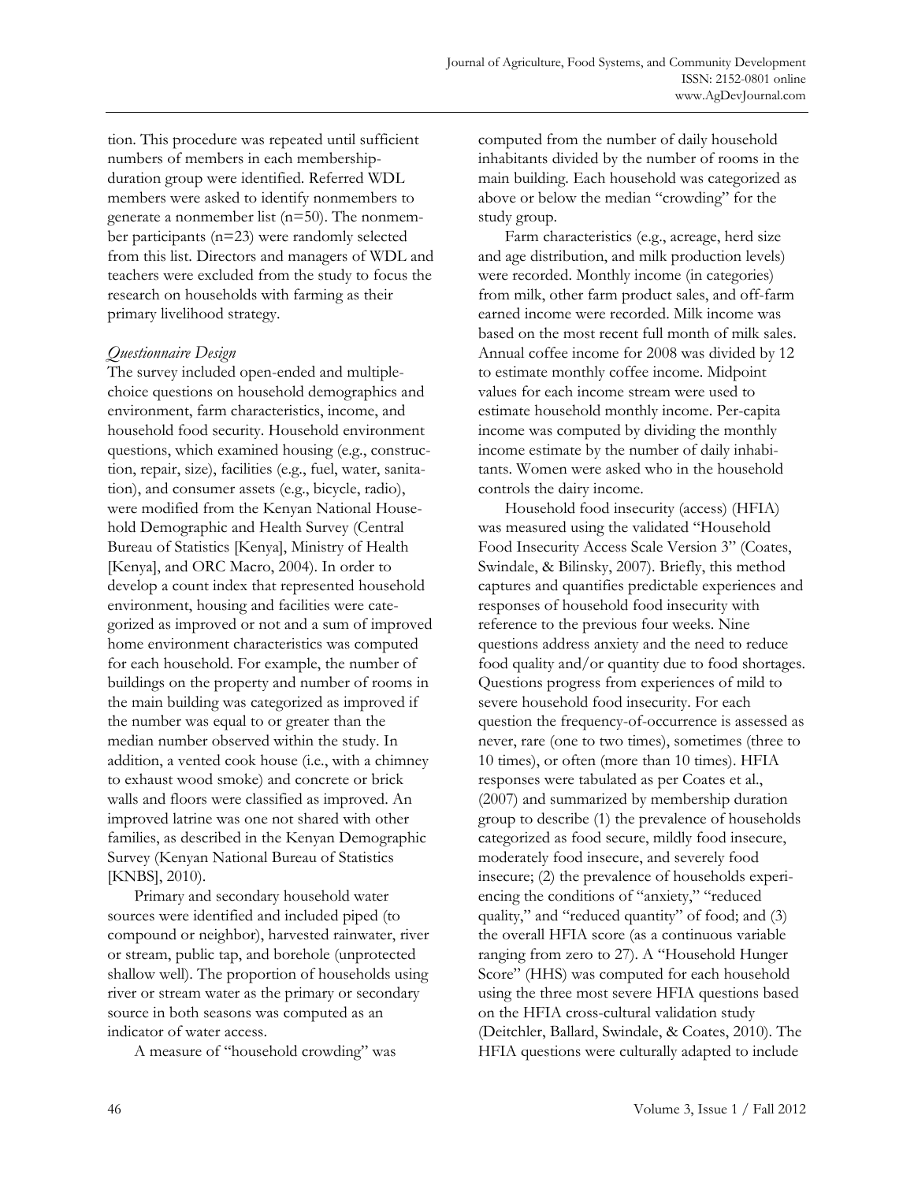tion. This procedure was repeated until sufficient numbers of members in each membership-duration group were identified. Referred WDL members were asked to identify nonmembers to generate a nonmember list (n=50). The nonmember participants (n=23) were randomly selected from this list. Directors and managers of WDL and teachers were excluded from the study to focus the research on households with farming as their primary livelihood strategy.

*Questionnaire Design*

The survey included open-ended and multiple-choice questions on household demographics and environment, farm characteristics, income, and household food security. Household environment questions, which examined housing (e.g., construction, repair, size), facilities (e.g., fuel, water, sanitation), and consumer assets (e.g., bicycle, radio), were modified from the Kenyan National Household Demographic and Health Survey (Central Bureau of Statistics [Kenya], Ministry of Health [Kenya], and ORC Macro, 2004). In order to develop a count index that represented household environment, housing and facilities were categorized as improved or not and a sum of improved home environment characteristics was computed for each household. For example, the number of buildings on the property and number of rooms in the main building was categorized as improved if the number was equal to or greater than the median number observed within the study. In addition, a vented cook house (i.e., with a chimney to exhaust wood smoke) and concrete or brick walls and floors were classified as improved. An improved latrine was one not shared with other families, as described in the Kenyan Demographic Survey (Kenyan National Bureau of Statistics [KNBS], 2010).

Primary and secondary household water sources were identified and included piped (to compound or neighbor), harvested rainwater, river or stream, public tap, and borehole (unprotected shallow well). The proportion of households using river or stream water as the primary or secondary source in both seasons was computed as an indicator of water access.

A measure of "household crowding" was computed from the number of daily household inhabitants divided by the number of rooms in the main building. Each household was categorized as above or below the median "crowding" for the study group.

Farm characteristics (e.g., acreage, herd size and age distribution, and milk production levels) were recorded. Monthly income (in categories) from milk, other farm product sales, and off-farm earned income were recorded. Milk income was based on the most recent full month of milk sales. Annual coffee income for 2008 was divided by 12 to estimate monthly coffee income. Midpoint values for each income stream were used to estimate household monthly income. Per-capita income was computed by dividing the monthly income estimate by the number of daily inhabitants. Women were asked who in the household controls the dairy income.

Household food insecurity (access) (HFIA) was measured using the validated "Household Food Insecurity Access Scale Version 3" (Coates, Swindale, & Bilinsky, 2007). Briefly, this method captures and quantifies predictable experiences and responses of household food insecurity with reference to the previous four weeks. Nine questions address anxiety and the need to reduce food quality and/or quantity due to food shortages. Questions progress from experiences of mild to severe household food insecurity. For each question the frequency-of-occurrence is assessed as never, rare (one to two times), sometimes (three to 10 times), or often (more than 10 times). HFIA responses were tabulated as per Coates et al., (2007) and summarized by membership duration group to describe (1) the prevalence of households categorized as food secure, mildly food insecure, moderately food insecure, and severely food insecure; (2) the prevalence of households experiencing the conditions of "anxiety," "reduced quality," and "reduced quantity" of food; and (3) the overall HFIA score (as a continuous variable ranging from zero to 27). A "Household Hunger Score" (HHS) was computed for each household using the three most severe HFIA questions based on the HFIA cross-cultural validation study (Deitchler, Ballard, Swindale, & Coates, 2010). The HFIA questions were culturally adapted to include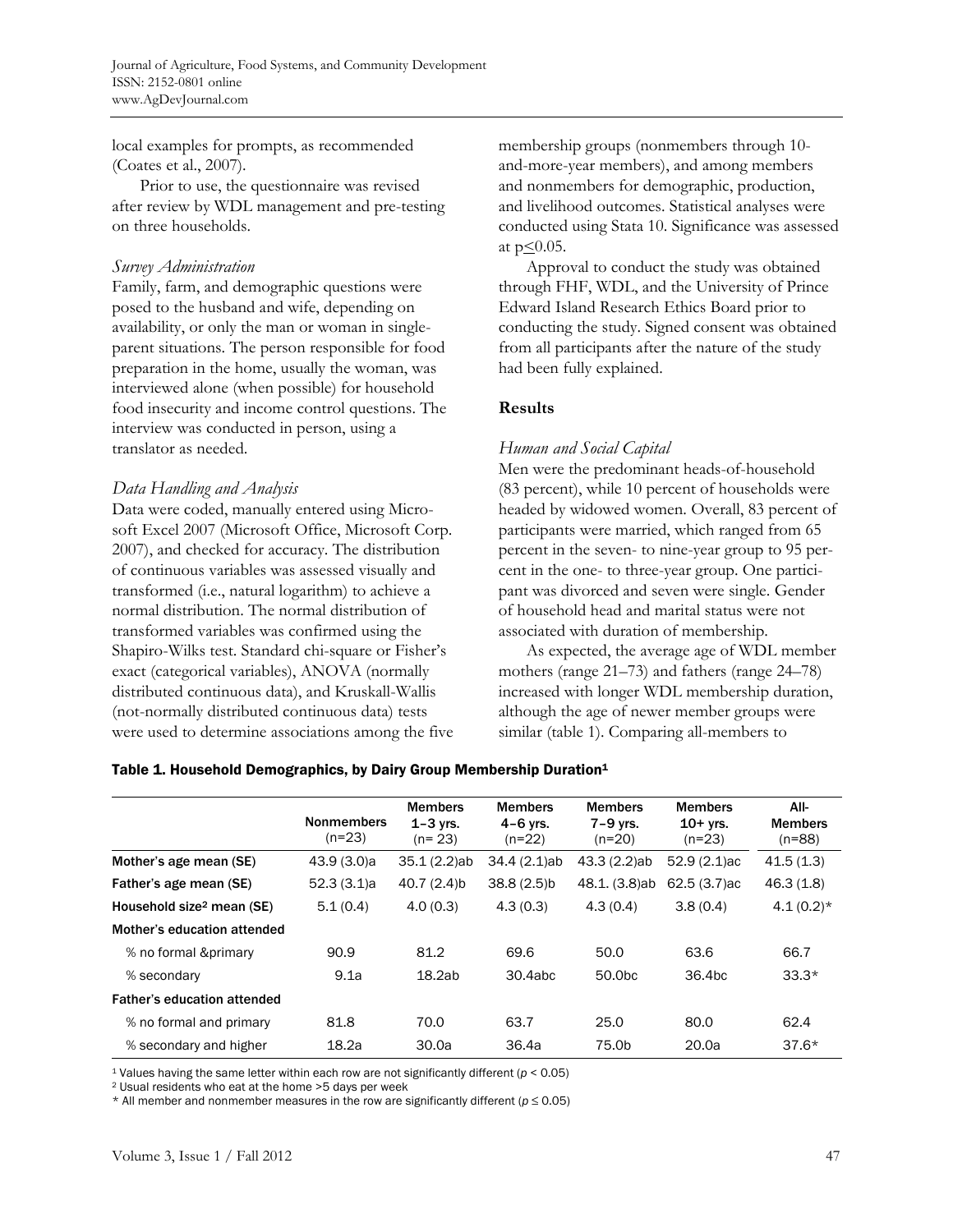local examples for prompts, as recommended (Coates et al., 2007).

Prior to use, the questionnaire was revised after review by WDL management and pre-testing on three households.

*Survey Administration*

Family, farm, and demographic questions were posed to the husband and wife, depending on availability, or only the man or woman in single-parent situations. The person responsible for food preparation in the home, usually the woman, was interviewed alone (when possible) for household food insecurity and income control questions. The interview was conducted in person, using a translator as needed.

*Data Handling and Analysis*

Data were coded, manually entered using Microsoft Excel 2007 (Microsoft Office, Microsoft Corp. 2007), and checked for accuracy. The distribution of continuous variables was assessed visually and transformed (i.e., natural logarithm) to achieve a normal distribution. The normal distribution of transformed variables was confirmed using the Shapiro-Wilks test. Standard chi-square or Fisher's exact (categorical variables), ANOVA (normally distributed continuous data), and Kruskall-Wallis (not-normally distributed continuous data) tests were used to determine associations among the five membership groups (nonmembers through 10-and-more-year members), and among members and nonmembers for demographic, production, and livelihood outcomes. Statistical analyses were conducted using Stata 10. Significance was assessed at $p \leq 0.05$.

Approval to conduct the study was obtained through FHF, WDL, and the University of Prince Edward Island Research Ethics Board prior to conducting the study. Signed consent was obtained from all participants after the nature of the study had been fully explained.

## Results

*Human and Social Capital*

Men were the predominant heads-of-household (83 percent), while 10 percent of households were headed by widowed women. Overall, 83 percent of participants were married, which ranged from 65 percent in the seven- to nine-year group to 95 percent in the one- to three-year group. One participant was divorced and seven were single. Gender of household head and marital status were not associated with duration of membership.

As expected, the average age of WDL member mothers (range 21–73) and fathers (range 24–78) increased with longer WDL membership duration, although the age of newer member groups were similar (table 1). Comparing all-members to

**Table 1. Household Demographics, by Dairy Group Membership Duration[1]**

| | Nonmembers (n=23) | Members 1–3 yrs. (n= 23) | Members 4–6 yrs. (n=22) | Members 7–9 yrs. (n=20) | Members 10+ yrs. (n=23) | All-Members (n=88) |
|---|---|---|---|---|---|---|
| **Mother's age mean (SE)** | 43.9 (3.0)a | 35.1 (2.2)ab | 34.4 (2.1)ab | 43.3 (2.2)ab | 52.9 (2.1)ac | 41.5 (1.3) |
| **Father's age mean (SE)** | 52.3 (3.1)a | 40.7 (2.4)b | 38.8 (2.5)b | 48.1. (3.8)ab | 62.5 (3.7)ac | 46.3 (1.8) |
| **Household size[2] mean (SE)** | 5.1 (0.4) | 4.0 (0.3) | 4.3 (0.3) | 4.3 (0.4) | 3.8 (0.4) | 4.1 (0.2)* |
| **Mother's education attended** | | | | | | |
| % no formal &primary | 90.9 | 81.2 | 69.6 | 50.0 | 63.6 | 66.7 |
| % secondary | 9.1a | 18.2ab | 30.4abc | 50.0bc | 36.4bc | 33.3* |
| **Father's education attended** | | | | | | |
| % no formal and primary | 81.8 | 70.0 | 63.7 | 25.0 | 80.0 | 62.4 |
| % secondary and higher | 18.2a | 30.0a | 36.4a | 75.0b | 20.0a | 37.6* |

[1] Values having the same letter within each row are not significantly different ($p < 0.05$)

[2] Usual residents who eat at the home >5 days per week

\* All member and nonmember measures in the row are significantly different ($p \leq 0.05$)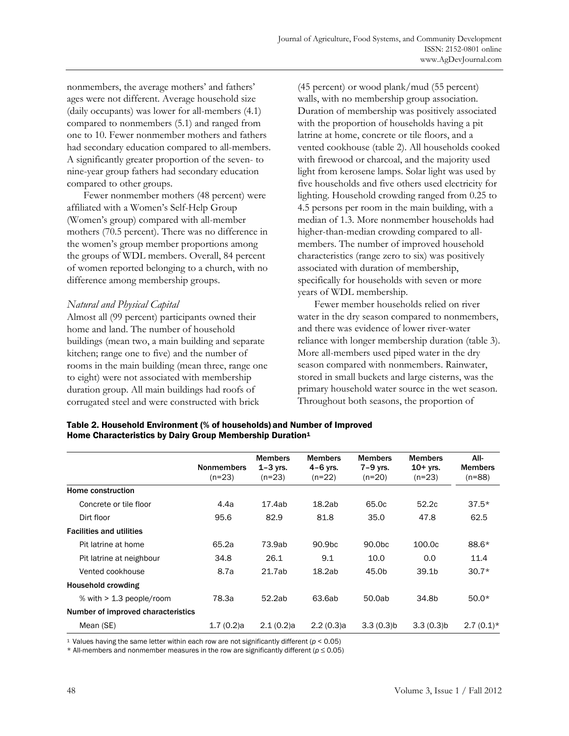nonmembers, the average mothers' and fathers' ages were not different. Average household size (daily occupants) was lower for all-members (4.1) compared to nonmembers (5.1) and ranged from one to 10. Fewer nonmember mothers and fathers had secondary education compared to all-members. A significantly greater proportion of the seven- to nine-year group fathers had secondary education compared to other groups.

Fewer nonmember mothers (48 percent) were affiliated with a Women's Self-Help Group (Women's group) compared with all-member mothers (70.5 percent). There was no difference in the women's group member proportions among the groups of WDL members. Overall, 84 percent of women reported belonging to a church, with no difference among membership groups.

*Natural and Physical Capital*

Almost all (99 percent) participants owned their home and land. The number of household buildings (mean two, a main building and separate kitchen; range one to five) and the number of rooms in the main building (mean three, range one to eight) were not associated with membership duration group. All main buildings had roofs of corrugated steel and were constructed with brick (45 percent) or wood plank/mud (55 percent) walls, with no membership group association. Duration of membership was positively associated with the proportion of households having a pit latrine at home, concrete or tile floors, and a vented cookhouse (table 2). All households cooked with firewood or charcoal, and the majority used light from kerosene lamps. Solar light was used by five households and five others used electricity for lighting. Household crowding ranged from 0.25 to 4.5 persons per room in the main building, with a median of 1.3. More nonmember households had higher-than-median crowding compared to all-members. The number of improved household characteristics (range zero to six) was positively associated with duration of membership, specifically for households with seven or more years of WDL membership.

Fewer member households relied on river water in the dry season compared to nonmembers, and there was evidence of lower river-water reliance with longer membership duration (table 3). More all-members used piped water in the dry season compared with nonmembers. Rainwater, stored in small buckets and large cisterns, was the primary household water source in the wet season. Throughout both seasons, the proportion of

**Table 2. Household Environment (% of households) and Number of Improved Home Characteristics by Dairy Group Membership Duration[1]**

| | Nonmembers (n=23) | Members 1–3 yrs. (n=23) | Members 4–6 yrs. (n=22) | Members 7–9 yrs. (n=20) | Members 10+ yrs. (n=23) | All-Members (n=88) |
|---|---|---|---|---|---|---|
| **Home construction** | | | | | | |
| Concrete or tile floor | 4.4a | 17.4ab | 18.2ab | 65.0c | 52.2c | 37.5* |
| Dirt floor | 95.6 | 82.9 | 81.8 | 35.0 | 47.8 | 62.5 |
| **Facilities and utilities** | | | | | | |
| Pit latrine at home | 65.2a | 73.9ab | 90.9bc | 90.0bc | 100.0c | 88.6* |
| Pit latrine at neighbour | 34.8 | 26.1 | 9.1 | 10.0 | 0.0 | 11.4 |
| Vented cookhouse | 8.7a | 21.7ab | 18.2ab | 45.0b | 39.1b | 30.7* |
| **Household crowding** | | | | | | |
| % with > 1.3 people/room | 78.3a | 52.2ab | 63.6ab | 50.0ab | 34.8b | 50.0* |
| **Number of improved characteristics** | | | | | | |
| Mean (SE) | 1.7 (0.2)a | 2.1 (0.2)a | 2.2 (0.3)a | 3.3 (0.3)b | 3.3 (0.3)b | 2.7 (0.1)* |

[1] Values having the same letter within each row are not significantly different ($p < 0.05$)

\* All-members and nonmember measures in the row are significantly different ($p \leq 0.05$)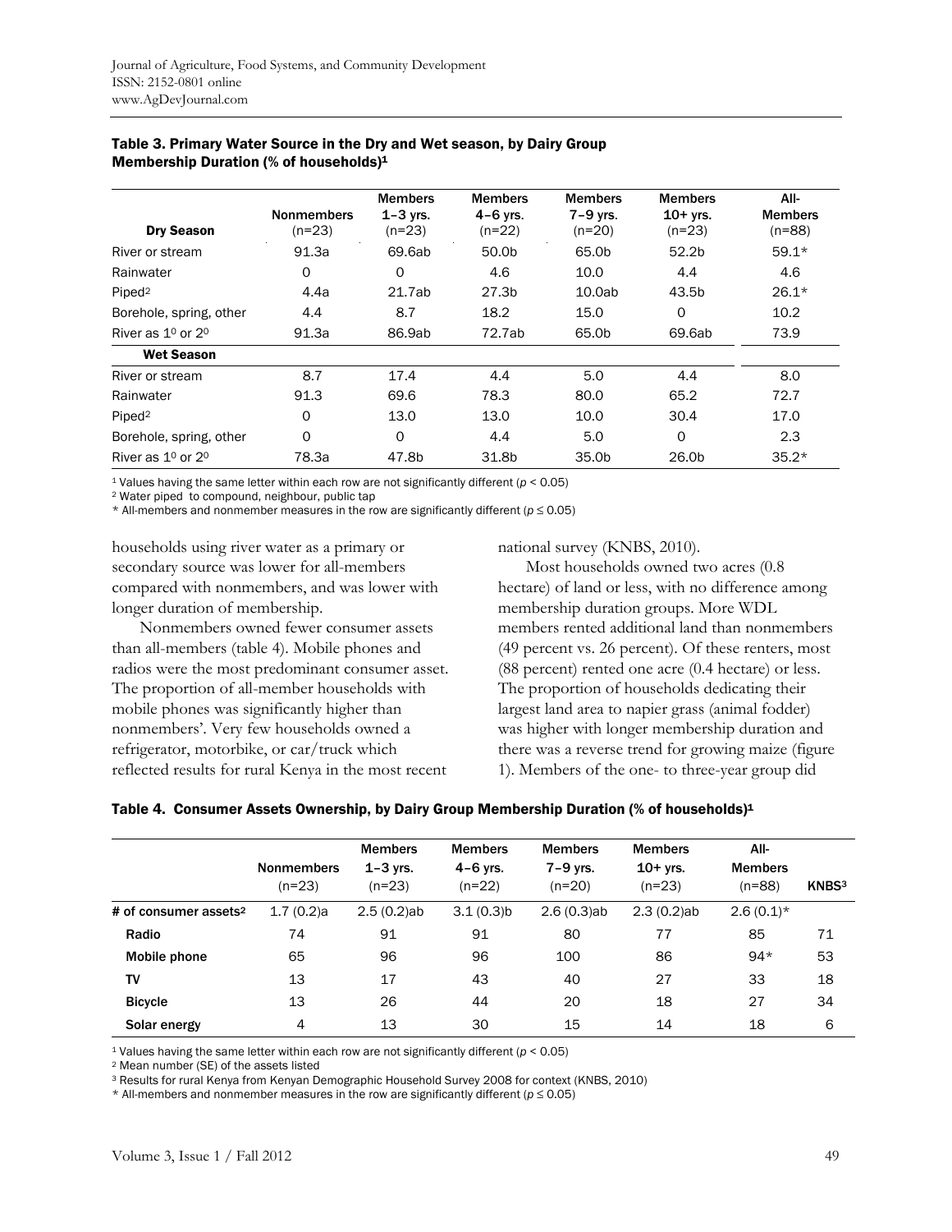**Table 3. Primary Water Source in the Dry and Wet season, by Dairy Group Membership Duration (% of households)[1]**

| Dry Season | Nonmembers (n=23) | Members 1–3 yrs. (n=23) | Members 4–6 yrs. (n=22) | Members 7–9 yrs. (n=20) | Members 10+ yrs. (n=23) | All-Members (n=88) |
|---|---|---|---|---|---|---|
| River or stream | 91.3a | 69.6ab | 50.0b | 65.0b | 52.2b | 59.1* |
| Rainwater | 0 | 0 | 4.6 | 10.0 | 4.4 | 4.6 |
| Piped[2] | 4.4a | 21.7ab | 27.3b | 10.0ab | 43.5b | 26.1* |
| Borehole, spring, other | 4.4 | 8.7 | 18.2 | 15.0 | 0 | 10.2 |
| River as $1^0$ or $2^0$ | 91.3a | 86.9ab | 72.7ab | 65.0b | 69.6ab | 73.9 |
| **Wet Season** | | | | | | |
| River or stream | 8.7 | 17.4 | 4.4 | 5.0 | 4.4 | 8.0 |
| Rainwater | 91.3 | 69.6 | 78.3 | 80.0 | 65.2 | 72.7 |
| Piped[2] | 0 | 13.0 | 13.0 | 10.0 | 30.4 | 17.0 |
| Borehole, spring, other | 0 | 0 | 4.4 | 5.0 | 0 | 2.3 |
| River as $1^0$ or $2^0$ | 78.3a | 47.8b | 31.8b | 35.0b | 26.0b | 35.2* |

[1] Values having the same letter within each row are not significantly different ($p < 0.05$)

[2] Water piped to compound, neighbour, public tap

* All-members and nonmember measures in the row are significantly different ($p \leq 0.05$)

households using river water as a primary or secondary source was lower for all-members compared with nonmembers, and was lower with longer duration of membership.

Nonmembers owned fewer consumer assets than all-members (table 4). Mobile phones and radios were the most predominant consumer asset. The proportion of all-member households with mobile phones was significantly higher than nonmembers'. Very few households owned a refrigerator, motorbike, or car/truck which reflected results for rural Kenya in the most recent national survey (KNBS, 2010).

Most households owned two acres (0.8 hectare) of land or less, with no difference among membership duration groups. More WDL members rented additional land than nonmembers (49 percent vs. 26 percent). Of these renters, most (88 percent) rented one acre (0.4 hectare) or less. The proportion of households dedicating their largest land area to napier grass (animal fodder) was higher with longer membership duration and there was a reverse trend for growing maize (figure 1). Members of the one- to three-year group did

**Table 4. Consumer Assets Ownership, by Dairy Group Membership Duration (% of households)[1]**

| | Nonmembers (n=23) | Members 1–3 yrs. (n=23) | Members 4–6 yrs. (n=22) | Members 7–9 yrs. (n=20) | Members 10+ yrs. (n=23) | All-Members (n=88) | KNBS[3] |
|---|---|---|---|---|---|---|---|
| **# of consumer assets[2]** | 1.7 (0.2)a | 2.5 (0.2)ab | 3.1 (0.3)b | 2.6 (0.3)ab | 2.3 (0.2)ab | 2.6 (0.1)* | |
| **Radio** | 74 | 91 | 91 | 80 | 77 | 85 | 71 |
| **Mobile phone** | 65 | 96 | 96 | 100 | 86 | 94* | 53 |
| **TV** | 13 | 17 | 43 | 40 | 27 | 33 | 18 |
| **Bicycle** | 13 | 26 | 44 | 20 | 18 | 27 | 34 |
| **Solar energy** | 4 | 13 | 30 | 15 | 14 | 18 | 6 |

[1] Values having the same letter within each row are not significantly different ($p < 0.05$)

[2] Mean number (SE) of the assets listed

[3] Results for rural Kenya from Kenyan Demographic Household Survey 2008 for context (KNBS, 2010)

* All-members and nonmember measures in the row are significantly different ($p \leq 0.05$)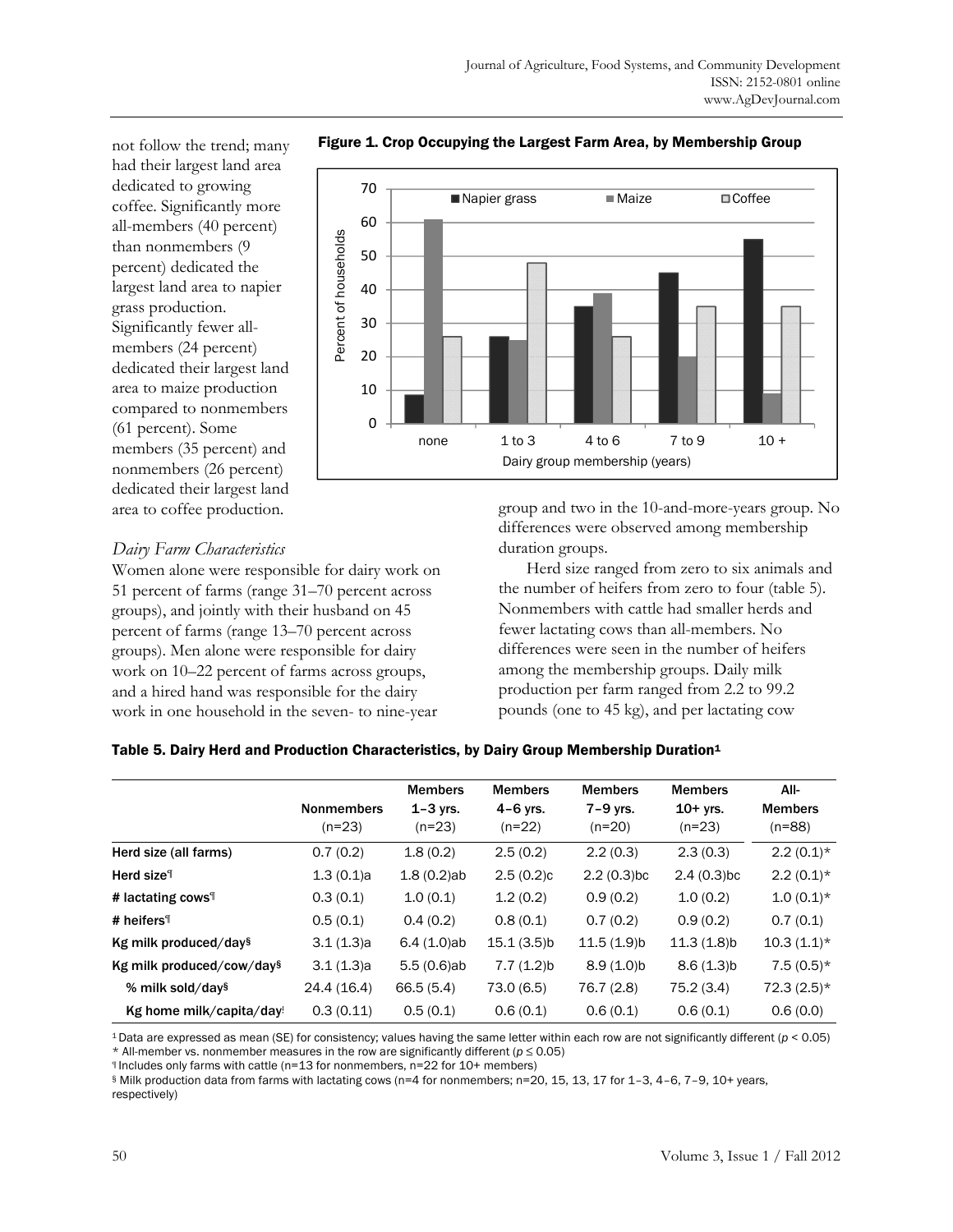not follow the trend; many had their largest land area dedicated to growing coffee. Significantly more all-members (40 percent) than nonmembers (9 percent) dedicated the largest land area to napier grass production. Significantly fewer all-members (24 percent) dedicated their largest land area to maize production compared to nonmembers (61 percent). Some members (35 percent) and nonmembers (26 percent) dedicated their largest land area to coffee production.

**Figure 1. Crop Occupying the Largest Farm Area, by Membership Group**

### *Dairy Farm Characteristics*

Women alone were responsible for dairy work on 51 percent of farms (range 31–70 percent across groups), and jointly with their husband on 45 percent of farms (range 13–70 percent across groups). Men alone were responsible for dairy work on 10–22 percent of farms across groups, and a hired hand was responsible for the dairy work in one household in the seven- to nine-year group and two in the 10-and-more-years group. No differences were observed among membership duration groups.

Herd size ranged from zero to six animals and the number of heifers from zero to four (table 5). Nonmembers with cattle had smaller herds and fewer lactating cows than all-members. No differences were seen in the number of heifers among the membership groups. Daily milk production per farm ranged from 2.2 to 99.2 pounds (one to 45 kg), and per lactating cow

**Table 5. Dairy Herd and Production Characteristics, by Dairy Group Membership Duration**[1]

| | Nonmembers (n=23) | Members 1–3 yrs. (n=23) | Members 4–6 yrs. (n=22) | Members 7–9 yrs. (n=20) | Members 10+ yrs. (n=23) | All-Members (n=88) |
|---|---|---|---|---|---|---|
| **Herd size (all farms)** | 0.7 (0.2) | 1.8 (0.2) | 2.5 (0.2) | 2.2 (0.3) | 2.3 (0.3) | 2.2 (0.1)* |
| **Herd size**[¶] | 1.3 (0.1)a | 1.8 (0.2)ab | 2.5 (0.2)c | 2.2 (0.3)bc | 2.4 (0.3)bc | 2.2 (0.1)* |
| **# lactating cows**[¶] | 0.3 (0.1) | 1.0 (0.1) | 1.2 (0.2) | 0.9 (0.2) | 1.0 (0.2) | 1.0 (0.1)* |
| **# heifers**[¶] | 0.5 (0.1) | 0.4 (0.2) | 0.8 (0.1) | 0.7 (0.2) | 0.9 (0.2) | 0.7 (0.1) |
| **Kg milk produced/day**[§] | 3.1 (1.3)a | 6.4 (1.0)ab | 15.1 (3.5)b | 11.5 (1.9)b | 11.3 (1.8)b | 10.3 (1.1)* |
| **Kg milk produced/cow/day**[§] | 3.1 (1.3)a | 5.5 (0.6)ab | 7.7 (1.2)b | 8.9 (1.0)b | 8.6 (1.3)b | 7.5 (0.5)* |
| **% milk sold/day**[§] | 24.4 (16.4) | 66.5 (5.4) | 73.0 (6.5) | 76.7 (2.8) | 75.2 (3.4) | 72.3 (2.5)* |
| **Kg home milk/capita/day**[ǂ] | 0.3 (0.11) | 0.5 (0.1) | 0.6 (0.1) | 0.6 (0.1) | 0.6 (0.1) | 0.6 (0.0) |

[1] Data are expressed as mean (SE) for consistency; values having the same letter within each row are not significantly different ($p < 0.05$)
\* All-member vs. nonmember measures in the row are significantly different ($p \leq 0.05$)
[¶] Includes only farms with cattle (n=13 for nonmembers, n=22 for 10+ members)
[§] Milk production data from farms with lactating cows (n=4 for nonmembers; n=20, 15, 13, 17 for 1–3, 4–6, 7–9, 10+ years, respectively)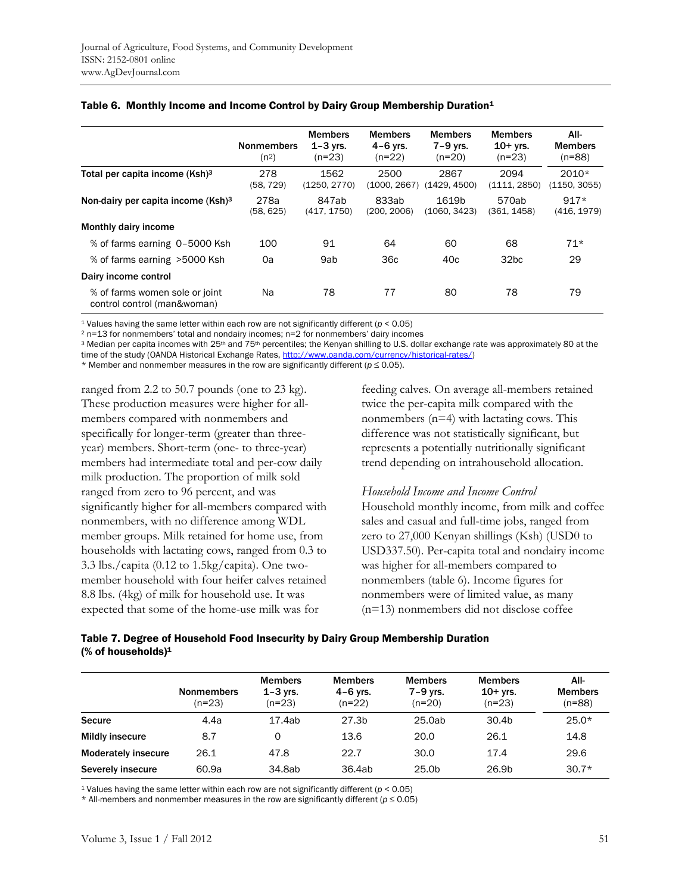**Table 6. Monthly Income and Income Control by Dairy Group Membership Duration[1]**

| | Nonmembers (n[2]) | Members 1–3 yrs. (n=23) | Members 4–6 yrs. (n=22) | Members 7–9 yrs. (n=20) | Members 10+ yrs. (n=23) | All-Members (n=88) |
|---|---|---|---|---|---|---|
| Total per capita income (Ksh)[3] | 278 (58, 729) | 1562 (1250, 2770) | 2500 (1000, 2667) | 2867 (1429, 4500) | 2094 (1111, 2850) | 2010* (1150, 3055) |
| Non-dairy per capita income (Ksh)[3] | 278a (58, 625) | 847ab (417, 1750) | 833ab (200, 2006) | 1619b (1060, 3423) | 570ab (361, 1458) | 917* (416, 1979) |
| **Monthly dairy income** | | | | | | |
| % of farms earning 0–5000 Ksh | 100 | 91 | 64 | 60 | 68 | 71* |
| % of farms earning >5000 Ksh | 0a | 9ab | 36c | 40c | 32bc | 29 |
| **Dairy income control** | | | | | | |
| % of farms women sole or joint control control (man&woman) | Na | 78 | 77 | 80 | 78 | 79 |

[1] Values having the same letter within each row are not significantly different ($p < 0.05$)
[2] n=13 for nonmembers' total and nondairy incomes; n=2 for nonmembers' dairy incomes
[3] Median per capita incomes with 25th and 75th percentiles; the Kenyan shilling to U.S. dollar exchange rate was approximately 80 at the time of the study (OANDA Historical Exchange Rates, http://www.oanda.com/currency/historical-rates/)
* Member and nonmember measures in the row are significantly different ($p \le 0.05$).

ranged from 2.2 to 50.7 pounds (one to 23 kg). These production measures were higher for all-members compared with nonmembers and specifically for longer-term (greater than three-year) members. Short-term (one- to three-year) members had intermediate total and per-cow daily milk production. The proportion of milk sold ranged from zero to 96 percent, and was significantly higher for all-members compared with nonmembers, with no difference among WDL member groups. Milk retained for home use, from households with lactating cows, ranged from 0.3 to 3.3 lbs./capita (0.12 to 1.5kg/capita). One two-member household with four heifer calves retained 8.8 lbs. (4kg) of milk for household use. It was expected that some of the home-use milk was for feeding calves. On average all-members retained twice the per-capita milk compared with the nonmembers (n=4) with lactating cows. This difference was not statistically significant, but represents a potentially nutritionally significant trend depending on intrahousehold allocation.

*Household Income and Income Control*

Household monthly income, from milk and coffee sales and casual and full-time jobs, ranged from zero to 27,000 Kenyan shillings (Ksh) (USD0 to USD337.50). Per-capita total and nondairy income was higher for all-members compared to nonmembers (table 6). Income figures for nonmembers were of limited value, as many (n=13) nonmembers did not disclose coffee

**Table 7. Degree of Household Food Insecurity by Dairy Group Membership Duration (% of households)[1]**

| | Nonmembers (n=23) | Members 1–3 yrs. (n=23) | Members 4–6 yrs. (n=22) | Members 7–9 yrs. (n=20) | Members 10+ yrs. (n=23) | All-Members (n=88) |
|---|---|---|---|---|---|---|
| Secure | 4.4a | 17.4ab | 27.3b | 25.0ab | 30.4b | 25.0* |
| Mildly insecure | 8.7 | 0 | 13.6 | 20.0 | 26.1 | 14.8 |
| Moderately insecure | 26.1 | 47.8 | 22.7 | 30.0 | 17.4 | 29.6 |
| Severely insecure | 60.9a | 34.8ab | 36.4ab | 25.0b | 26.9b | 30.7* |

[1] Values having the same letter within each row are not significantly different ($p < 0.05$)
* All-members and nonmember measures in the row are significantly different ($p \le 0.05$)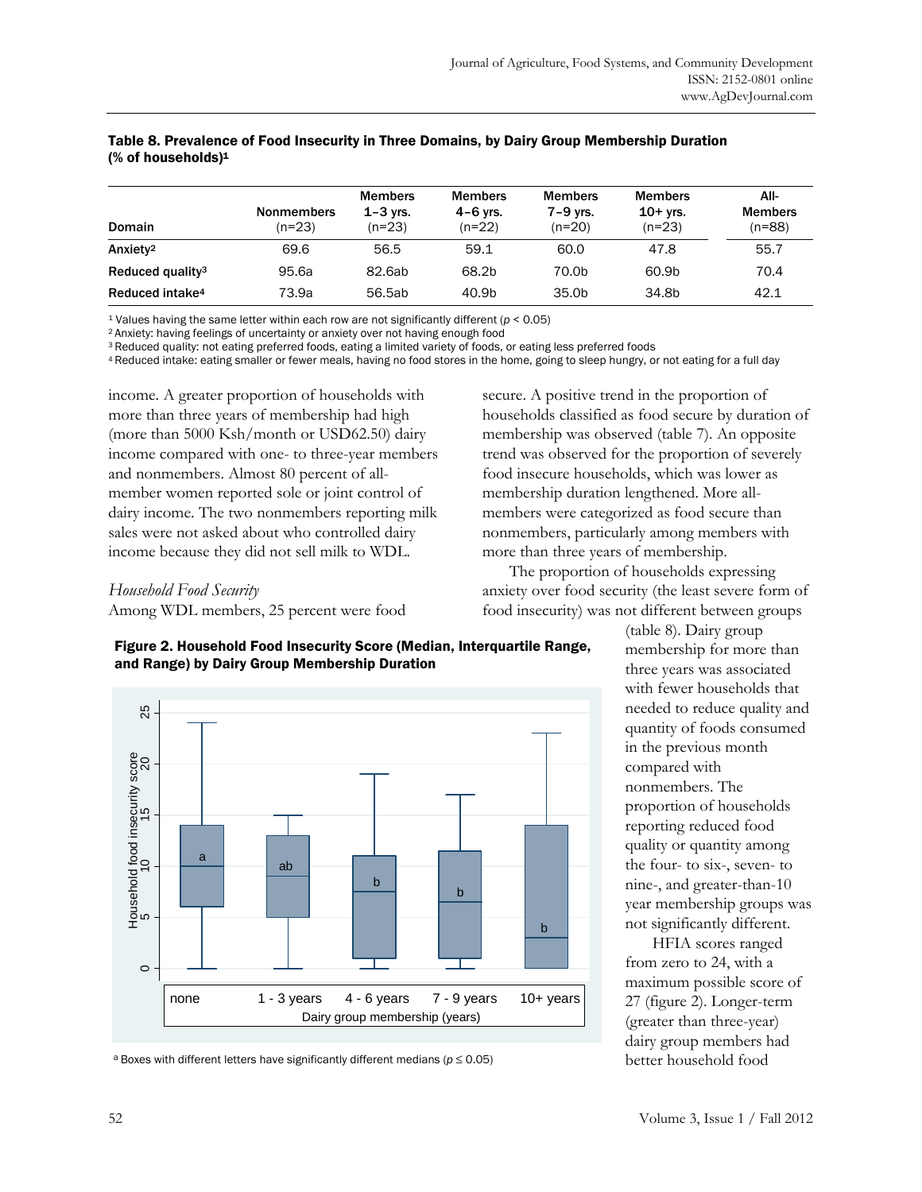**Table 8. Prevalence of Food Insecurity in Three Domains, by Dairy Group Membership Duration (% of households)[1]**

| Domain | Nonmembers (n=23) | Members 1–3 yrs. (n=23) | Members 4–6 yrs. (n=22) | Members 7–9 yrs. (n=20) | Members 10+ yrs. (n=23) | All-Members (n=88) |
|---|---|---|---|---|---|---|
| Anxiety[2] | 69.6 | 56.5 | 59.1 | 60.0 | 47.8 | 55.7 |
| Reduced quality[3] | 95.6a | 82.6ab | 68.2b | 70.0b | 60.9b | 70.4 |
| Reduced intake[4] | 73.9a | 56.5ab | 40.9b | 35.0b | 34.8b | 42.1 |

[1] Values having the same letter within each row are not significantly different ($p < 0.05$)
[2] Anxiety: having feelings of uncertainty or anxiety over not having enough food
[3] Reduced quality: not eating preferred foods, eating a limited variety of foods, or eating less preferred foods
[4] Reduced intake: eating smaller or fewer meals, having no food stores in the home, going to sleep hungry, or not eating for a full day

income. A greater proportion of households with more than three years of membership had high (more than 5000 Ksh/month or USD62.50) dairy income compared with one- to three-year members and nonmembers. Almost 80 percent of all-member women reported sole or joint control of dairy income. The two nonmembers reporting milk sales were not asked about who controlled dairy income because they did not sell milk to WDL.

*Household Food Security*

Among WDL members, 25 percent were food secure. A positive trend in the proportion of households classified as food secure by duration of membership was observed (table 7). An opposite trend was observed for the proportion of severely food insecure households, which was lower as membership duration lengthened. More all-members were categorized as food secure than nonmembers, particularly among members with more than three years of membership.

The proportion of households expressing anxiety over food security (the least severe form of food insecurity) was not different between groups (table 8). Dairy group membership for more than three years was associated with fewer households that needed to reduce quality and quantity of foods consumed in the previous month compared with nonmembers. The proportion of households reporting reduced food quality or quantity among the four- to six-, seven- to nine-, and greater-than-10 year membership groups was not significantly different.

**Figure 2. Household Food Insecurity Score (Median, Interquartile Range, and Range) by Dairy Group Membership Duration**

[a] Boxes with different letters have significantly different medians ($p \leq 0.05$)

HFIA scores ranged from zero to 24, with a maximum possible score of 27 (figure 2). Longer-term (greater than three-year) dairy group members had better household food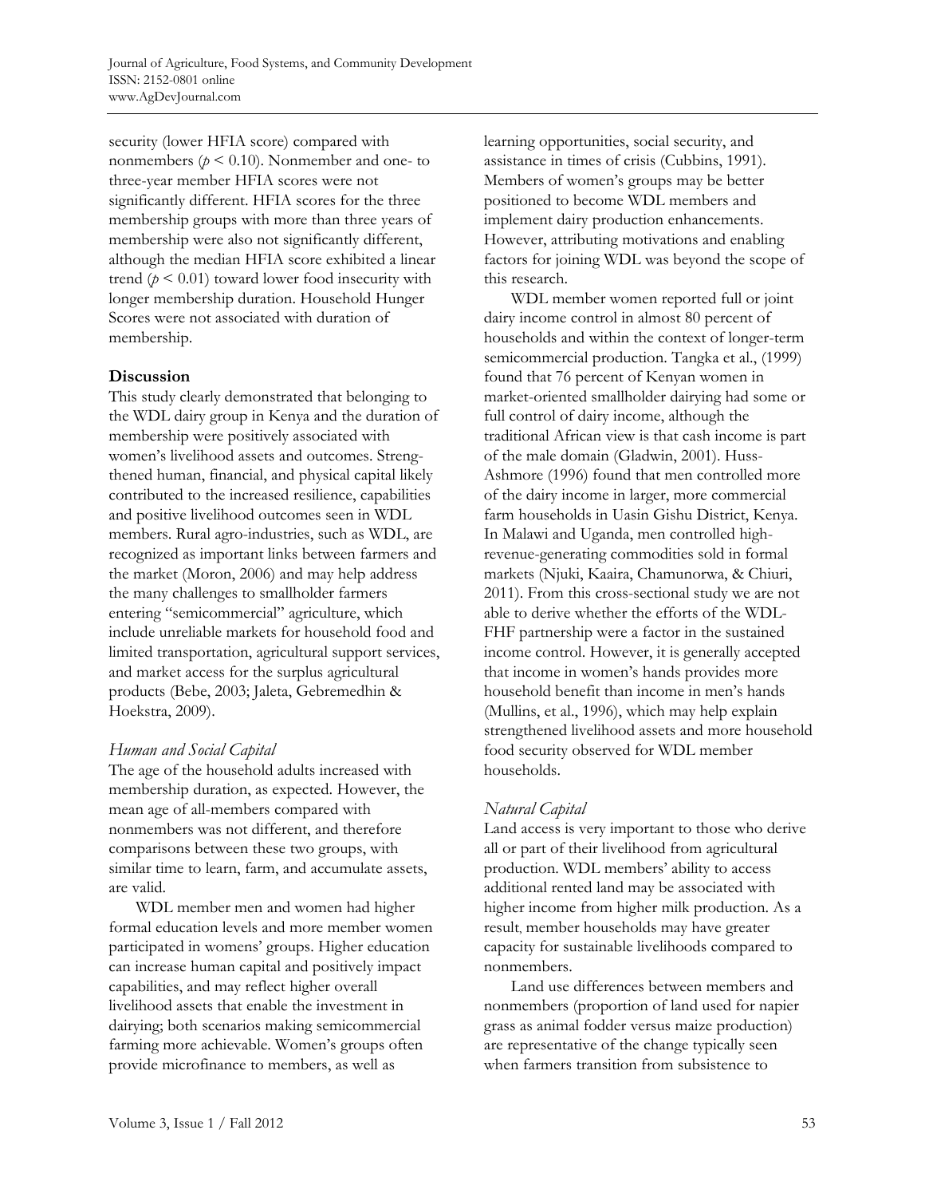security (lower HFIA score) compared with nonmembers ($p < 0.10$). Nonmember and one- to three-year member HFIA scores were not significantly different. HFIA scores for the three membership groups with more than three years of membership were also not significantly different, although the median HFIA score exhibited a linear trend ($p < 0.01$) toward lower food insecurity with longer membership duration. Household Hunger Scores were not associated with duration of membership.

## Discussion

This study clearly demonstrated that belonging to the WDL dairy group in Kenya and the duration of membership were positively associated with women's livelihood assets and outcomes. Strengthened human, financial, and physical capital likely contributed to the increased resilience, capabilities and positive livelihood outcomes seen in WDL members. Rural agro-industries, such as WDL, are recognized as important links between farmers and the market (Moron, 2006) and may help address the many challenges to smallholder farmers entering "semicommercial" agriculture, which include unreliable markets for household food and limited transportation, agricultural support services, and market access for the surplus agricultural products (Bebe, 2003; Jaleta, Gebremedhin & Hoekstra, 2009).

### *Human and Social Capital*

The age of the household adults increased with membership duration, as expected. However, the mean age of all-members compared with nonmembers was not different, and therefore comparisons between these two groups, with similar time to learn, farm, and accumulate assets, are valid.

WDL member men and women had higher formal education levels and more member women participated in womens' groups. Higher education can increase human capital and positively impact capabilities, and may reflect higher overall livelihood assets that enable the investment in dairying; both scenarios making semicommercial farming more achievable. Women's groups often provide microfinance to members, as well as learning opportunities, social security, and assistance in times of crisis (Cubbins, 1991). Members of women's groups may be better positioned to become WDL members and implement dairy production enhancements. However, attributing motivations and enabling factors for joining WDL was beyond the scope of this research.

WDL member women reported full or joint dairy income control in almost 80 percent of households and within the context of longer-term semicommercial production. Tangka et al., (1999) found that 76 percent of Kenyan women in market-oriented smallholder dairying had some or full control of dairy income, although the traditional African view is that cash income is part of the male domain (Gladwin, 2001). Huss-Ashmore (1996) found that men controlled more of the dairy income in larger, more commercial farm households in Uasin Gishu District, Kenya. In Malawi and Uganda, men controlled high-revenue-generating commodities sold in formal markets (Njuki, Kaaira, Chamunorwa, & Chiuri, 2011). From this cross-sectional study we are not able to derive whether the efforts of the WDL-FHF partnership were a factor in the sustained income control. However, it is generally accepted that income in women's hands provides more household benefit than income in men's hands (Mullins, et al., 1996), which may help explain strengthened livelihood assets and more household food security observed for WDL member households.

### *Natural Capital*

Land access is very important to those who derive all or part of their livelihood from agricultural production. WDL members' ability to access additional rented land may be associated with higher income from higher milk production. As a result, member households may have greater capacity for sustainable livelihoods compared to nonmembers.

Land use differences between members and nonmembers (proportion of land used for napier grass as animal fodder versus maize production) are representative of the change typically seen when farmers transition from subsistence to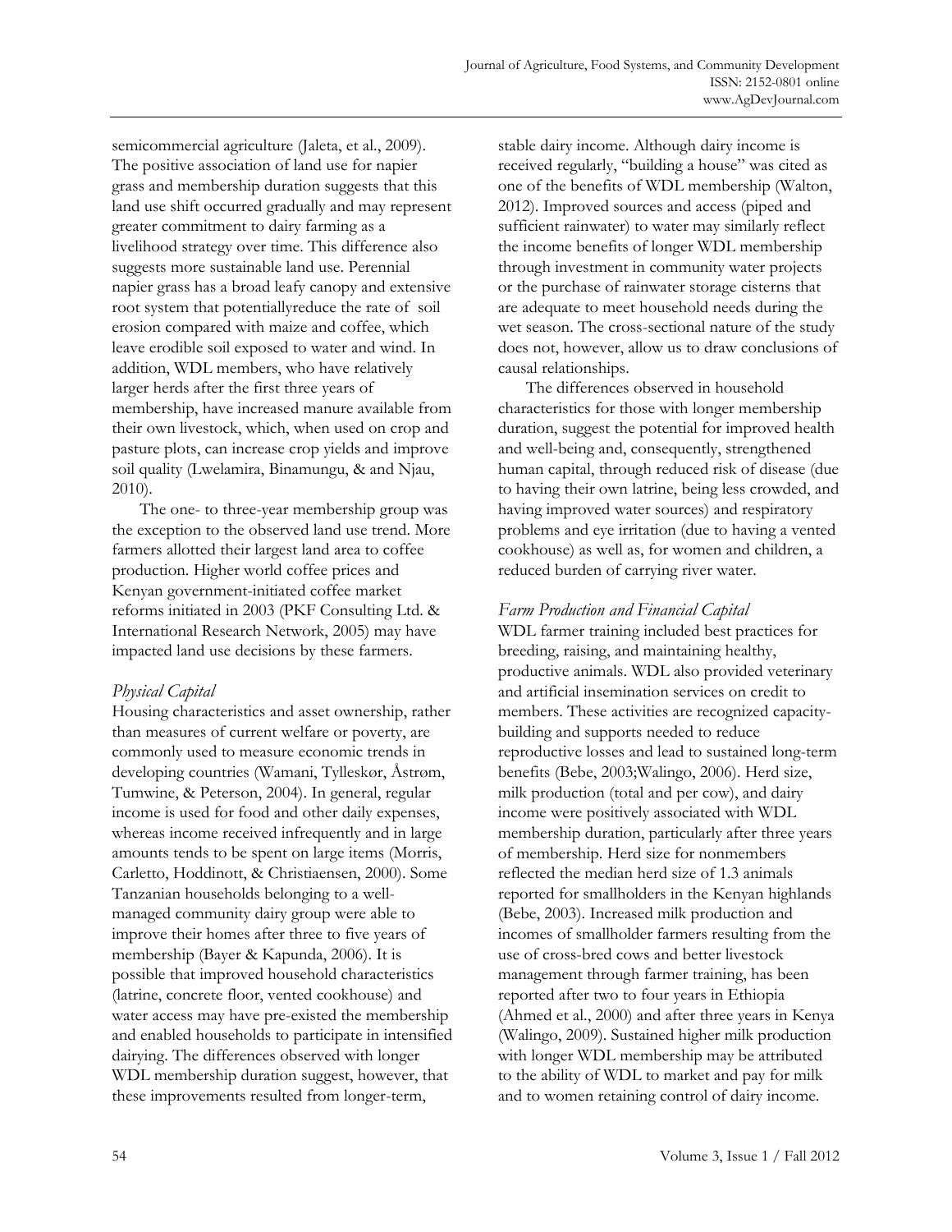semicommercial agriculture (Jaleta, et al., 2009). The positive association of land use for napier grass and membership duration suggests that this land use shift occurred gradually and may represent greater commitment to dairy farming as a livelihood strategy over time. This difference also suggests more sustainable land use. Perennial napier grass has a broad leafy canopy and extensive root system that potentiallyreduce the rate of soil erosion compared with maize and coffee, which leave erodible soil exposed to water and wind. In addition, WDL members, who have relatively larger herds after the first three years of membership, have increased manure available from their own livestock, which, when used on crop and pasture plots, can increase crop yields and improve soil quality (Lwelamira, Binamungu, & and Njau, 2010).

The one- to three-year membership group was the exception to the observed land use trend. More farmers allotted their largest land area to coffee production. Higher world coffee prices and Kenyan government-initiated coffee market reforms initiated in 2003 (PKF Consulting Ltd. & International Research Network, 2005) may have impacted land use decisions by these farmers.

### *Physical Capital*

Housing characteristics and asset ownership, rather than measures of current welfare or poverty, are commonly used to measure economic trends in developing countries (Wamani, Tylleskør, Åstrøm, Tumwine, & Peterson, 2004). In general, regular income is used for food and other daily expenses, whereas income received infrequently and in large amounts tends to be spent on large items (Morris, Carletto, Hoddinott, & Christiaensen, 2000). Some Tanzanian households belonging to a well-managed community dairy group were able to improve their homes after three to five years of membership (Bayer & Kapunda, 2006). It is possible that improved household characteristics (latrine, concrete floor, vented cookhouse) and water access may have pre-existed the membership and enabled households to participate in intensified dairying. The differences observed with longer WDL membership duration suggest, however, that these improvements resulted from longer-term, stable dairy income. Although dairy income is received regularly, "building a house" was cited as one of the benefits of WDL membership (Walton, 2012). Improved sources and access (piped and sufficient rainwater) to water may similarly reflect the income benefits of longer WDL membership through investment in community water projects or the purchase of rainwater storage cisterns that are adequate to meet household needs during the wet season. The cross-sectional nature of the study does not, however, allow us to draw conclusions of causal relationships.

The differences observed in household characteristics for those with longer membership duration, suggest the potential for improved health and well-being and, consequently, strengthened human capital, through reduced risk of disease (due to having their own latrine, being less crowded, and having improved water sources) and respiratory problems and eye irritation (due to having a vented cookhouse) as well as, for women and children, a reduced burden of carrying river water.

### *Farm Production and Financial Capital*

WDL farmer training included best practices for breeding, raising, and maintaining healthy, productive animals. WDL also provided veterinary and artificial insemination services on credit to members. These activities are recognized capacity-building and supports needed to reduce reproductive losses and lead to sustained long-term benefits (Bebe, 2003;Walingo, 2006). Herd size, milk production (total and per cow), and dairy income were positively associated with WDL membership duration, particularly after three years of membership. Herd size for nonmembers reflected the median herd size of 1.3 animals reported for smallholders in the Kenyan highlands (Bebe, 2003). Increased milk production and incomes of smallholder farmers resulting from the use of cross-bred cows and better livestock management through farmer training, has been reported after two to four years in Ethiopia (Ahmed et al., 2000) and after three years in Kenya (Walingo, 2009). Sustained higher milk production with longer WDL membership may be attributed to the ability of WDL to market and pay for milk and to women retaining control of dairy income.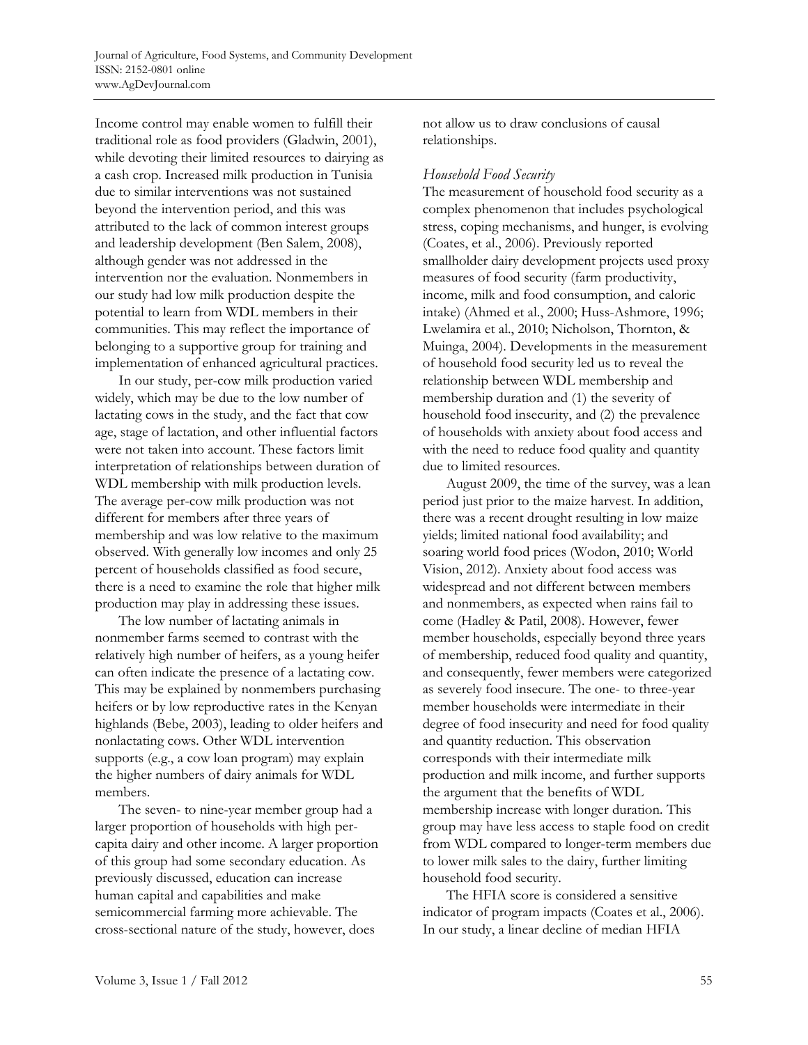Income control may enable women to fulfill their traditional role as food providers (Gladwin, 2001), while devoting their limited resources to dairying as a cash crop. Increased milk production in Tunisia due to similar interventions was not sustained beyond the intervention period, and this was attributed to the lack of common interest groups and leadership development (Ben Salem, 2008), although gender was not addressed in the intervention nor the evaluation. Nonmembers in our study had low milk production despite the potential to learn from WDL members in their communities. This may reflect the importance of belonging to a supportive group for training and implementation of enhanced agricultural practices.

In our study, per-cow milk production varied widely, which may be due to the low number of lactating cows in the study, and the fact that cow age, stage of lactation, and other influential factors were not taken into account. These factors limit interpretation of relationships between duration of WDL membership with milk production levels. The average per-cow milk production was not different for members after three years of membership and was low relative to the maximum observed. With generally low incomes and only 25 percent of households classified as food secure, there is a need to examine the role that higher milk production may play in addressing these issues.

The low number of lactating animals in nonmember farms seemed to contrast with the relatively high number of heifers, as a young heifer can often indicate the presence of a lactating cow. This may be explained by nonmembers purchasing heifers or by low reproductive rates in the Kenyan highlands (Bebe, 2003), leading to older heifers and nonlactating cows. Other WDL intervention supports (e.g., a cow loan program) may explain the higher numbers of dairy animals for WDL members.

The seven- to nine-year member group had a larger proportion of households with high per-capita dairy and other income. A larger proportion of this group had some secondary education. As previously discussed, education can increase human capital and capabilities and make semicommercial farming more achievable. The cross-sectional nature of the study, however, does not allow us to draw conclusions of causal relationships.

*Household Food Security*

The measurement of household food security as a complex phenomenon that includes psychological stress, coping mechanisms, and hunger, is evolving (Coates, et al., 2006). Previously reported smallholder dairy development projects used proxy measures of food security (farm productivity, income, milk and food consumption, and caloric intake) (Ahmed et al., 2000; Huss-Ashmore, 1996; Lwelamira et al., 2010; Nicholson, Thornton, & Muinga, 2004). Developments in the measurement of household food security led us to reveal the relationship between WDL membership and membership duration and (1) the severity of household food insecurity, and (2) the prevalence of households with anxiety about food access and with the need to reduce food quality and quantity due to limited resources.

August 2009, the time of the survey, was a lean period just prior to the maize harvest. In addition, there was a recent drought resulting in low maize yields; limited national food availability; and soaring world food prices (Wodon, 2010; World Vision, 2012). Anxiety about food access was widespread and not different between members and nonmembers, as expected when rains fail to come (Hadley & Patil, 2008). However, fewer member households, especially beyond three years of membership, reduced food quality and quantity, and consequently, fewer members were categorized as severely food insecure. The one- to three-year member households were intermediate in their degree of food insecurity and need for food quality and quantity reduction. This observation corresponds with their intermediate milk production and milk income, and further supports the argument that the benefits of WDL membership increase with longer duration. This group may have less access to staple food on credit from WDL compared to longer-term members due to lower milk sales to the dairy, further limiting household food security.

The HFIA score is considered a sensitive indicator of program impacts (Coates et al., 2006). In our study, a linear decline of median HFIA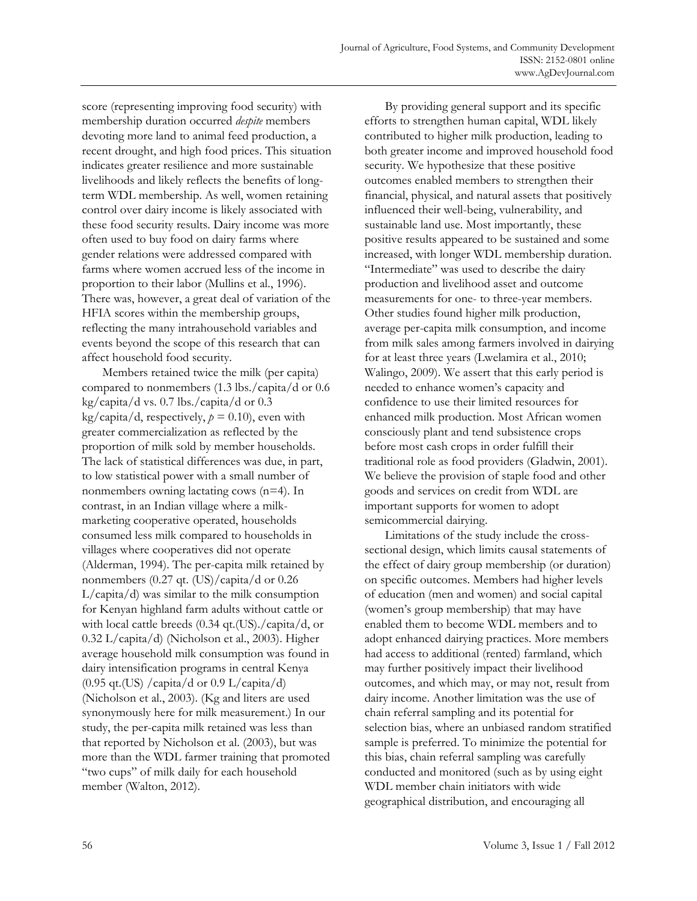score (representing improving food security) with membership duration occurred *despite* members devoting more land to animal feed production, a recent drought, and high food prices. This situation indicates greater resilience and more sustainable livelihoods and likely reflects the benefits of long-term WDL membership. As well, women retaining control over dairy income is likely associated with these food security results. Dairy income was more often used to buy food on dairy farms where gender relations were addressed compared with farms where women accrued less of the income in proportion to their labor (Mullins et al., 1996). There was, however, a great deal of variation of the HFIA scores within the membership groups, reflecting the many intrahousehold variables and events beyond the scope of this research that can affect household food security.

Members retained twice the milk (per capita) compared to nonmembers (1.3 lbs./capita/d or 0.6 kg/capita/d vs. 0.7 lbs./capita/d or 0.3 kg/capita/d, respectively, $p = 0.10$), even with greater commercialization as reflected by the proportion of milk sold by member households. The lack of statistical differences was due, in part, to low statistical power with a small number of nonmembers owning lactating cows (n=4). In contrast, in an Indian village where a milk-marketing cooperative operated, households consumed less milk compared to households in villages where cooperatives did not operate (Alderman, 1994). The per-capita milk retained by nonmembers (0.27 qt. (US)/capita/d or 0.26 L/capita/d) was similar to the milk consumption for Kenyan highland farm adults without cattle or with local cattle breeds (0.34 qt.(US)./capita/d, or 0.32 L/capita/d) (Nicholson et al., 2003). Higher average household milk consumption was found in dairy intensification programs in central Kenya (0.95 qt.(US) /capita/d or 0.9 L/capita/d) (Nicholson et al., 2003). (Kg and liters are used synonymously here for milk measurement.) In our study, the per-capita milk retained was less than that reported by Nicholson et al. (2003), but was more than the WDL farmer training that promoted "two cups" of milk daily for each household member (Walton, 2012).

By providing general support and its specific efforts to strengthen human capital, WDL likely contributed to higher milk production, leading to both greater income and improved household food security. We hypothesize that these positive outcomes enabled members to strengthen their financial, physical, and natural assets that positively influenced their well-being, vulnerability, and sustainable land use. Most importantly, these positive results appeared to be sustained and some increased, with longer WDL membership duration. "Intermediate" was used to describe the dairy production and livelihood asset and outcome measurements for one- to three-year members. Other studies found higher milk production, average per-capita milk consumption, and income from milk sales among farmers involved in dairying for at least three years (Lwelamira et al., 2010; Walingo, 2009). We assert that this early period is needed to enhance women's capacity and confidence to use their limited resources for enhanced milk production. Most African women consciously plant and tend subsistence crops before most cash crops in order fulfill their traditional role as food providers (Gladwin, 2001). We believe the provision of staple food and other goods and services on credit from WDL are important supports for women to adopt semicommercial dairying.

Limitations of the study include the cross-sectional design, which limits causal statements of the effect of dairy group membership (or duration) on specific outcomes. Members had higher levels of education (men and women) and social capital (women's group membership) that may have enabled them to become WDL members and to adopt enhanced dairying practices. More members had access to additional (rented) farmland, which may further positively impact their livelihood outcomes, and which may, or may not, result from dairy income. Another limitation was the use of chain referral sampling and its potential for selection bias, where an unbiased random stratified sample is preferred. To minimize the potential for this bias, chain referral sampling was carefully conducted and monitored (such as by using eight WDL member chain initiators with wide geographical distribution, and encouraging all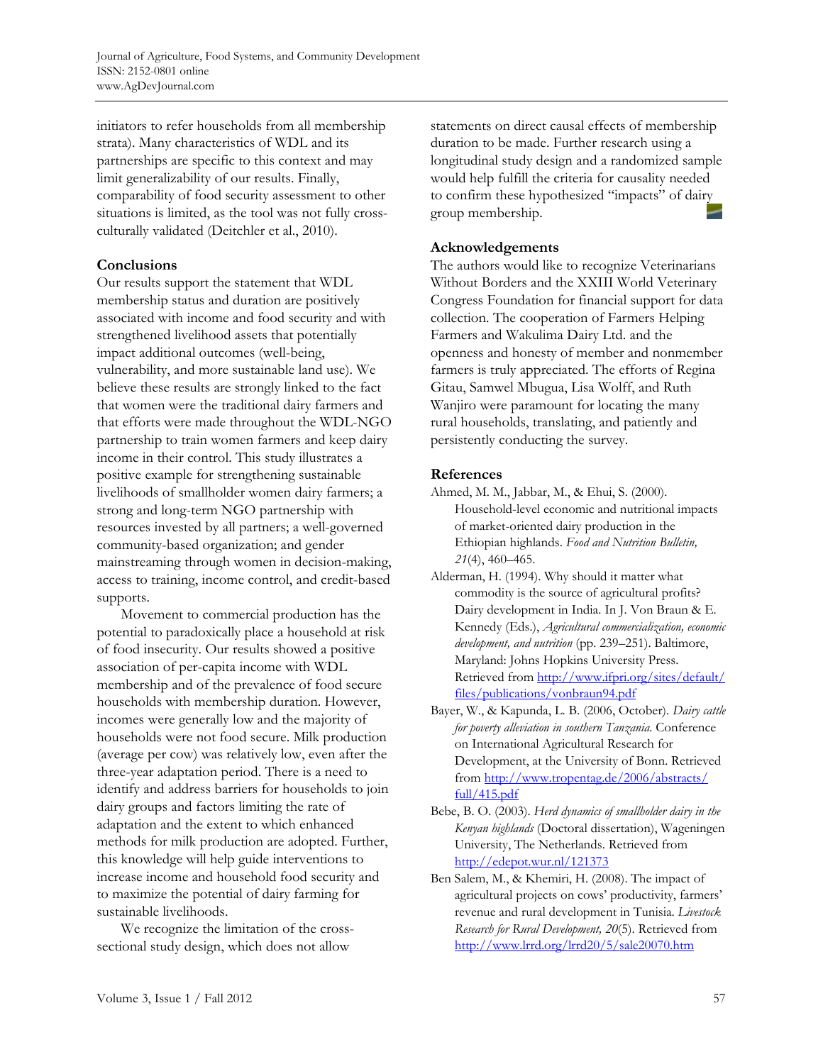initiators to refer households from all membership strata). Many characteristics of WDL and its partnerships are specific to this context and may limit generalizability of our results. Finally, comparability of food security assessment to other situations is limited, as the tool was not fully cross-culturally validated (Deitchler et al., 2010).

## Conclusions

Our results support the statement that WDL membership status and duration are positively associated with income and food security and with strengthened livelihood assets that potentially impact additional outcomes (well-being, vulnerability, and more sustainable land use). We believe these results are strongly linked to the fact that women were the traditional dairy farmers and that efforts were made throughout the WDL-NGO partnership to train women farmers and keep dairy income in their control. This study illustrates a positive example for strengthening sustainable livelihoods of smallholder women dairy farmers; a strong and long-term NGO partnership with resources invested by all partners; a well-governed community-based organization; and gender mainstreaming through women in decision-making, access to training, income control, and credit-based supports.

Movement to commercial production has the potential to paradoxically place a household at risk of food insecurity. Our results showed a positive association of per-capita income with WDL membership and of the prevalence of food secure households with membership duration. However, incomes were generally low and the majority of households were not food secure. Milk production (average per cow) was relatively low, even after the three-year adaptation period. There is a need to identify and address barriers for households to join dairy groups and factors limiting the rate of adaptation and the extent to which enhanced methods for milk production are adopted. Further, this knowledge will help guide interventions to increase income and household food security and to maximize the potential of dairy farming for sustainable livelihoods.

We recognize the limitation of the cross-sectional study design, which does not allow statements on direct causal effects of membership duration to be made. Further research using a longitudinal study design and a randomized sample would help fulfill the criteria for causality needed to confirm these hypothesized "impacts" of dairy group membership.

## Acknowledgements

The authors would like to recognize Veterinarians Without Borders and the XXIII World Veterinary Congress Foundation for financial support for data collection. The cooperation of Farmers Helping Farmers and Wakulima Dairy Ltd. and the openness and honesty of member and nonmember farmers is truly appreciated. The efforts of Regina Gitau, Samwel Mbugua, Lisa Wolff, and Ruth Wanjiro were paramount for locating the many rural households, translating, and patiently and persistently conducting the survey.

## References

Ahmed, M. M., Jabbar, M., & Ehui, S. (2000). Household-level economic and nutritional impacts of market-oriented dairy production in the Ethiopian highlands. *Food and Nutrition Bulletin, 21*(4), 460–465.

Alderman, H. (1994). Why should it matter what commodity is the source of agricultural profits? Dairy development in India. In J. Von Braun & E. Kennedy (Eds.), *Agricultural commercialization, economic development, and nutrition* (pp. 239–251). Baltimore, Maryland: Johns Hopkins University Press. Retrieved from http://www.ifpri.org/sites/default/files/publications/vonbraun94.pdf

Bayer, W., & Kapunda, L. B. (2006, October). *Dairy cattle for poverty alleviation in southern Tanzania.* Conference on International Agricultural Research for Development, at the University of Bonn. Retrieved from http://www.tropentag.de/2006/abstracts/full/415.pdf

Bebe, B. O. (2003). *Herd dynamics of smallholder dairy in the Kenyan highlands* (Doctoral dissertation), Wageningen University, The Netherlands. Retrieved from http://edepot.wur.nl/121373

Ben Salem, M., & Khemiri, H. (2008). The impact of agricultural projects on cows' productivity, farmers' revenue and rural development in Tunisia. *Livestock Research for Rural Development, 20*(5). Retrieved from http://www.lrrd.org/lrrd20/5/sale20070.htm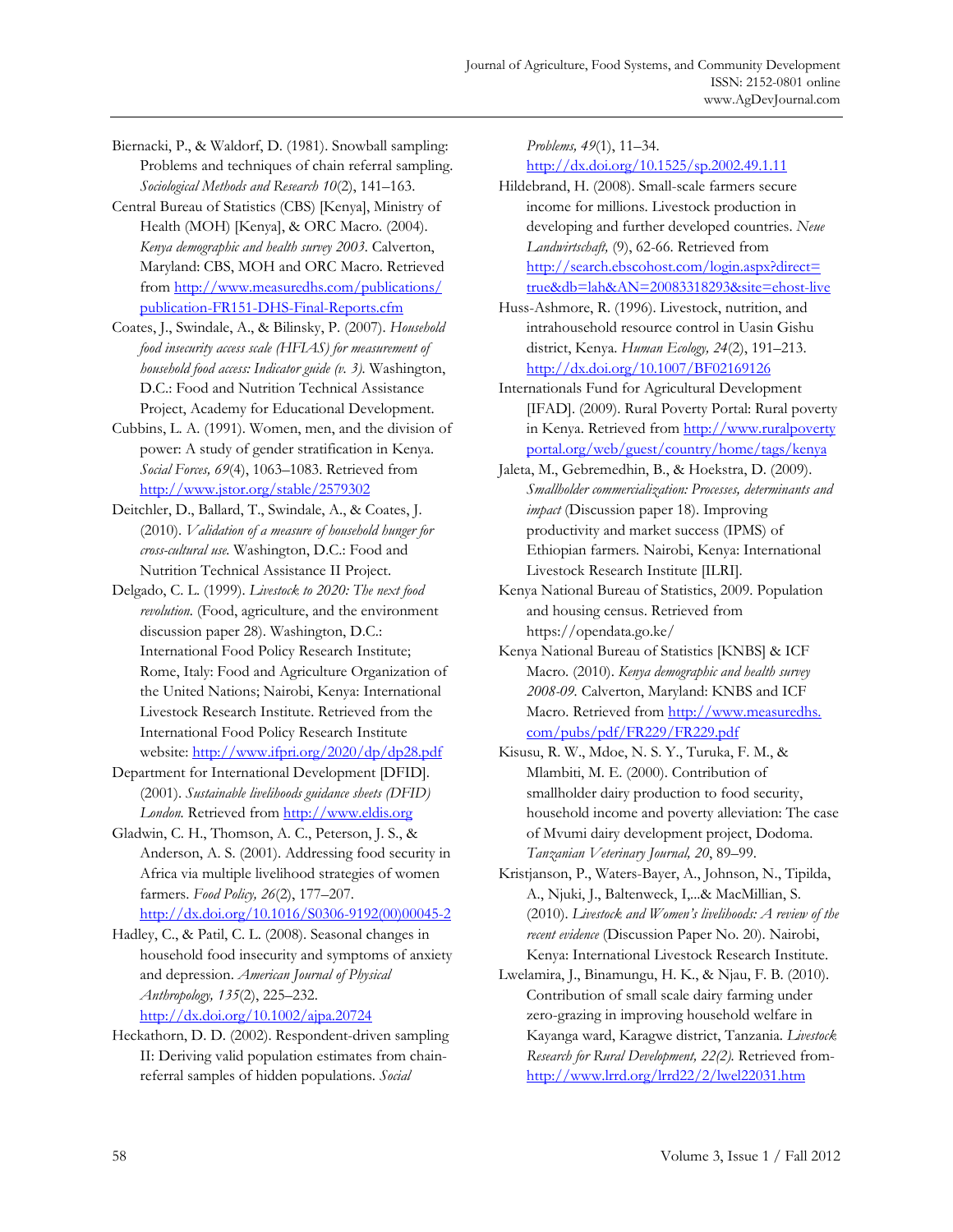Biernacki, P., & Waldorf, D. (1981). Snowball sampling: Problems and techniques of chain referral sampling. *Sociological Methods and Research 10*(2), 141–163.

Central Bureau of Statistics (CBS) [Kenya], Ministry of Health (MOH) [Kenya], & ORC Macro. (2004). *Kenya demographic and health survey 2003.* Calverton, Maryland: CBS, MOH and ORC Macro. Retrieved from http://www.measuredhs.com/publications/publication-FR151-DHS-Final-Reports.cfm

Coates, J., Swindale, A., & Bilinsky, P. (2007). *Household food insecurity access scale (HFIAS) for measurement of household food access: Indicator guide (v. 3).* Washington, D.C.: Food and Nutrition Technical Assistance Project, Academy for Educational Development.

Cubbins, L. A. (1991). Women, men, and the division of power: A study of gender stratification in Kenya. *Social Forces, 69*(4), 1063–1083. Retrieved from http://www.jstor.org/stable/2579302

Deitchler, D., Ballard, T., Swindale, A., & Coates, J. (2010). *Validation of a measure of household hunger for cross-cultural use.* Washington, D.C.: Food and Nutrition Technical Assistance II Project.

Delgado, C. L. (1999). *Livestock to 2020: The next food revolution.* (Food, agriculture, and the environment discussion paper 28). Washington, D.C.: International Food Policy Research Institute; Rome, Italy: Food and Agriculture Organization of the United Nations; Nairobi, Kenya: International Livestock Research Institute. Retrieved from the International Food Policy Research Institute website: http://www.ifpri.org/2020/dp/dp28.pdf

Department for International Development [DFID]. (2001). *Sustainable livelihoods guidance sheets (DFID) London.* Retrieved from http://www.eldis.org

Gladwin, C. H., Thomson, A. C., Peterson, J. S., & Anderson, A. S. (2001). Addressing food security in Africa via multiple livelihood strategies of women farmers. *Food Policy, 26*(2), 177–207. http://dx.doi.org/10.1016/S0306-9192(00)00045-2

Hadley, C., & Patil, C. L. (2008). Seasonal changes in household food insecurity and symptoms of anxiety and depression. *American Journal of Physical Anthropology, 135*(2), 225–232. http://dx.doi.org/10.1002/ajpa.20724

Heckathorn, D. D. (2002). Respondent-driven sampling II: Deriving valid population estimates from chain-referral samples of hidden populations. *Social Problems, 49*(1), 11–34. http://dx.doi.org/10.1525/sp.2002.49.1.11

Hildebrand, H. (2008). Small-scale farmers secure income for millions. Livestock production in developing and further developed countries. *Neue Landwirtschaft,* (9), 62-66. Retrieved from http://search.ebscohost.com/login.aspx?direct=true&db=lah&AN=20083318293&site=ehost-live

Huss-Ashmore, R. (1996). Livestock, nutrition, and intrahousehold resource control in Uasin Gishu district, Kenya. *Human Ecology, 24*(2), 191–213. http://dx.doi.org/10.1007/BF02169126

Internationals Fund for Agricultural Development [IFAD]. (2009). Rural Poverty Portal: Rural poverty in Kenya. Retrieved from http://www.ruralpovertyportal.org/web/guest/country/home/tags/kenya

Jaleta, M., Gebremedhin, B., & Hoekstra, D. (2009). *Smallholder commercialization: Processes, determinants and impact* (Discussion paper 18). Improving productivity and market success (IPMS) of Ethiopian farmers. Nairobi, Kenya: International Livestock Research Institute [ILRI].

Kenya National Bureau of Statistics, 2009. Population and housing census. Retrieved from https://opendata.go.ke/

Kenya National Bureau of Statistics [KNBS] & ICF Macro. (2010). *Kenya demographic and health survey 2008-09.* Calverton, Maryland: KNBS and ICF Macro. Retrieved from http://www.measuredhs.com/pubs/pdf/FR229/FR229.pdf

Kisusu, R. W., Mdoe, N. S. Y., Turuka, F. M., & Mlambiti, M. E. (2000). Contribution of smallholder dairy production to food security, household income and poverty alleviation: The case of Mvumi dairy development project, Dodoma. *Tanzanian Veterinary Journal, 20*, 89–99.

Kristjanson, P., Waters-Bayer, A., Johnson, N., Tipilda, A., Njuki, J., Baltenweck, I,...& MacMillian, S. (2010). *Livestock and Women's livelihoods: A review of the recent evidence* (Discussion Paper No. 20). Nairobi, Kenya: International Livestock Research Institute.

Lwelamira, J., Binamungu, H. K., & Njau, F. B. (2010). Contribution of small scale dairy farming under zero-grazing in improving household welfare in Kayanga ward, Karagwe district, Tanzania. *Livestock Research for Rural Development, 22(2).* Retrieved from- http://www.lrrd.org/lrrd22/2/lwel22031.htm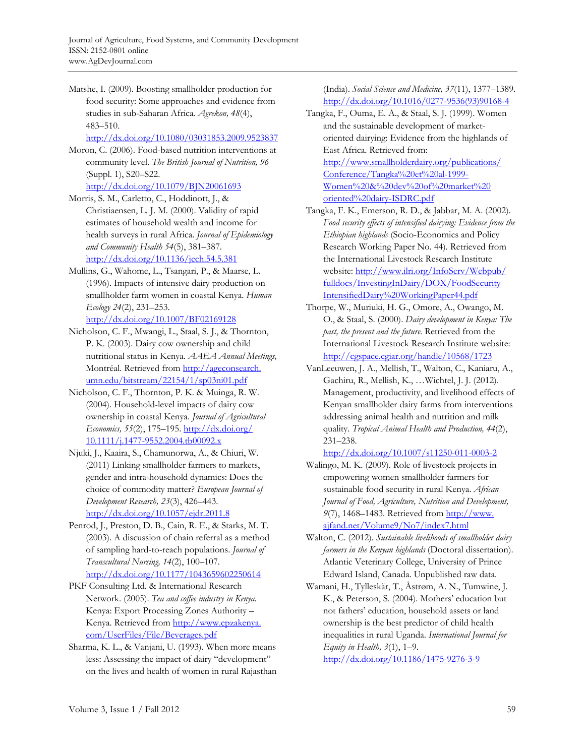Matshe, I. (2009). Boosting smallholder production for food security: Some approaches and evidence from studies in sub-Saharan Africa. *Agrekon, 48*(4), 483–510. http://dx.doi.org/10.1080/03031853.2009.9523837

Moron, C. (2006). Food-based nutrition interventions at community level. *The British Journal of Nutrition, 96* (Suppl. 1), S20–S22. http://dx.doi.org/10.1079/BJN20061693

Morris, S. M., Carletto, C., Hoddinott, J., & Christiaensen, L. J. M. (2000). Validity of rapid estimates of household wealth and income for health surveys in rural Africa. *Journal of Epidemiology and Community Health 54*(5), 381–387. http://dx.doi.org/10.1136/jech.54.5.381

Mullins, G., Wahome, L., Tsangari, P., & Maarse, L. (1996). Impacts of intensive dairy production on smallholder farm women in coastal Kenya. *Human Ecology 24*(2), 231–253. http://dx.doi.org/10.1007/BF02169128

Nicholson, C. F., Mwangi, L., Staal, S. J., & Thornton, P. K. (2003). Dairy cow ownership and child nutritional status in Kenya. *AAEA Annual Meetings,* Montréal. Retrieved from http://ageconsearch.umn.edu/bitstream/22154/1/sp03ni01.pdf

Nicholson, C. F., Thornton, P. K. & Muinga, R. W. (2004). Household-level impacts of dairy cow ownership in coastal Kenya. *Journal of Agricultural Economics, 55*(2), 175–195. http://dx.doi.org/10.1111/j.1477-9552.2004.tb00092.x

Njuki, J., Kaaira, S., Chamunorwa, A., & Chiuri, W. (2011) Linking smallholder farmers to markets, gender and intra-household dynamics: Does the choice of commodity matter? *European Journal of Development Research, 23*(3), 426–443. http://dx.doi.org/10.1057/ejdr.2011.8

Penrod, J., Preston, D. B., Cain, R. E., & Starks, M. T. (2003). A discussion of chain referral as a method of sampling hard-to-reach populations. *Journal of Transcultural Nursing, 14*(2), 100–107. http://dx.doi.org/10.1177/1043659602250614

PKF Consulting Ltd. & International Research Network. (2005). *Tea and coffee industry in Kenya*. Kenya: Export Processing Zones Authority – Kenya. Retrieved from http://www.epzakenya.com/UserFiles/File/Beverages.pdf

Sharma, K. L., & Vanjani, U. (1993). When more means less: Assessing the impact of dairy "development" on the lives and health of women in rural Rajasthan (India). *Social Science and Medicine, 37*(11), 1377–1389. http://dx.doi.org/10.1016/0277-9536(93)90168-4

Tangka, F., Ouma, E. A., & Staal, S. J. (1999). Women and the sustainable development of market-oriented dairying: Evidence from the highlands of East Africa. Retrieved from: http://www.smallholderdairy.org/publications/Conference/Tangka%20et%20al-1999-Women%20&%20dev%20of%20market%20oriented%20dairy-ISDRC.pdf

Tangka, F. K., Emerson, R. D., & Jabbar, M. A. (2002). *Food security effects of intensified dairying: Evidence from the Ethiopian highlands* (Socio-Economics and Policy Research Working Paper No. 44). Retrieved from the International Livestock Research Institute website: http://www.ilri.org/InfoServ/Webpub/fulldocs/InvestingInDairy/DOX/FoodSecurityIntensifiedDairy%20WorkingPaper44.pdf

Thorpe, W., Muriuki, H. G., Omore, A., Owango, M. O., & Staal, S. (2000). *Dairy development in Kenya: The past, the present and the future.* Retrieved from the International Livestock Research Institute website: http://cgspace.cgiar.org/handle/10568/1723

VanLeeuwen, J. A., Mellish, T., Walton, C., Kaniaru, A., Gachiru, R., Mellish, K., …Wichtel, J. J. (2012). Management, productivity, and livelihood effects of Kenyan smallholder dairy farms from interventions addressing animal health and nutrition and milk quality. *Tropical Animal Health and Production, 44*(2), 231–238. http://dx.doi.org/10.1007/s11250-011-0003-2

Walingo, M. K. (2009). Role of livestock projects in empowering women smallholder farmers for sustainable food security in rural Kenya. *African Journal of Food, Agriculture, Nutrition and Development, 9*(7), 1468–1483. Retrieved from http://www.ajfand.net/Volume9/No7/index7.html

Walton, C. (2012). *Sustainable livelihoods of smallholder dairy farmers in the Kenyan highlands* (Doctoral dissertation). Atlantic Veterinary College, University of Prince Edward Island, Canada. Unpublished raw data.

Wamani, H., Tylleskär, T., Åstrøm, A. N., Tumwine, J. K., & Peterson, S. (2004). Mothers' education but not fathers' education, household assets or land ownership is the best predictor of child health inequalities in rural Uganda. *International Journal for Equity in Health, 3*(1), 1–9. http://dx.doi.org/10.1186/1475-9276-3-9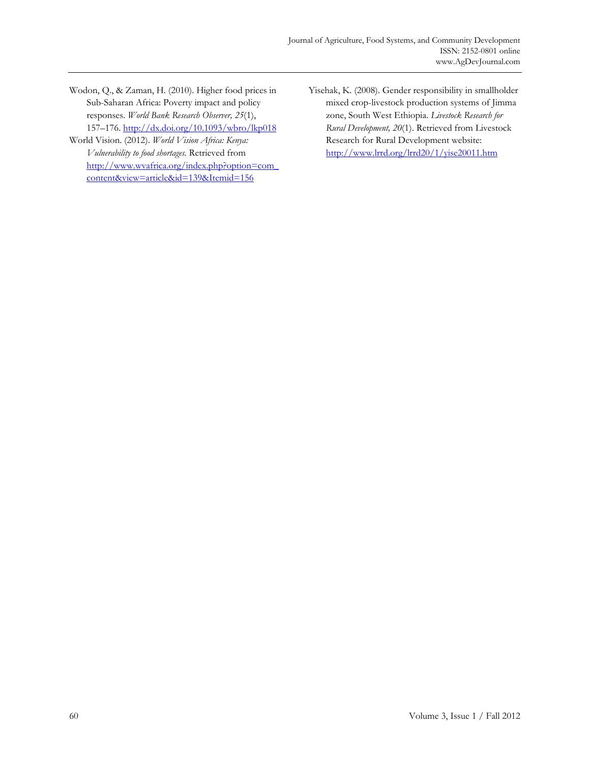Wodon, Q., & Zaman, H. (2010). Higher food prices in Sub-Saharan Africa: Poverty impact and policy responses. *World Bank Research Observer, 25*(1), 157–176. http://dx.doi.org/10.1093/wbro/lkp018

World Vision. (2012). *World Vision Africa: Kenya: Vulnerability to food shortages.* Retrieved from http://www.wvafrica.org/index.php?option=com_content&view=article&id=139&Itemid=156

Yisehak, K. (2008). Gender responsibility in smallholder mixed crop-livestock production systems of Jimma zone, South West Ethiopia. *Livestock Research for Rural Development, 20*(1). Retrieved from Livestock Research for Rural Development website: http://www.lrrd.org/lrrd20/1/yise20011.htm